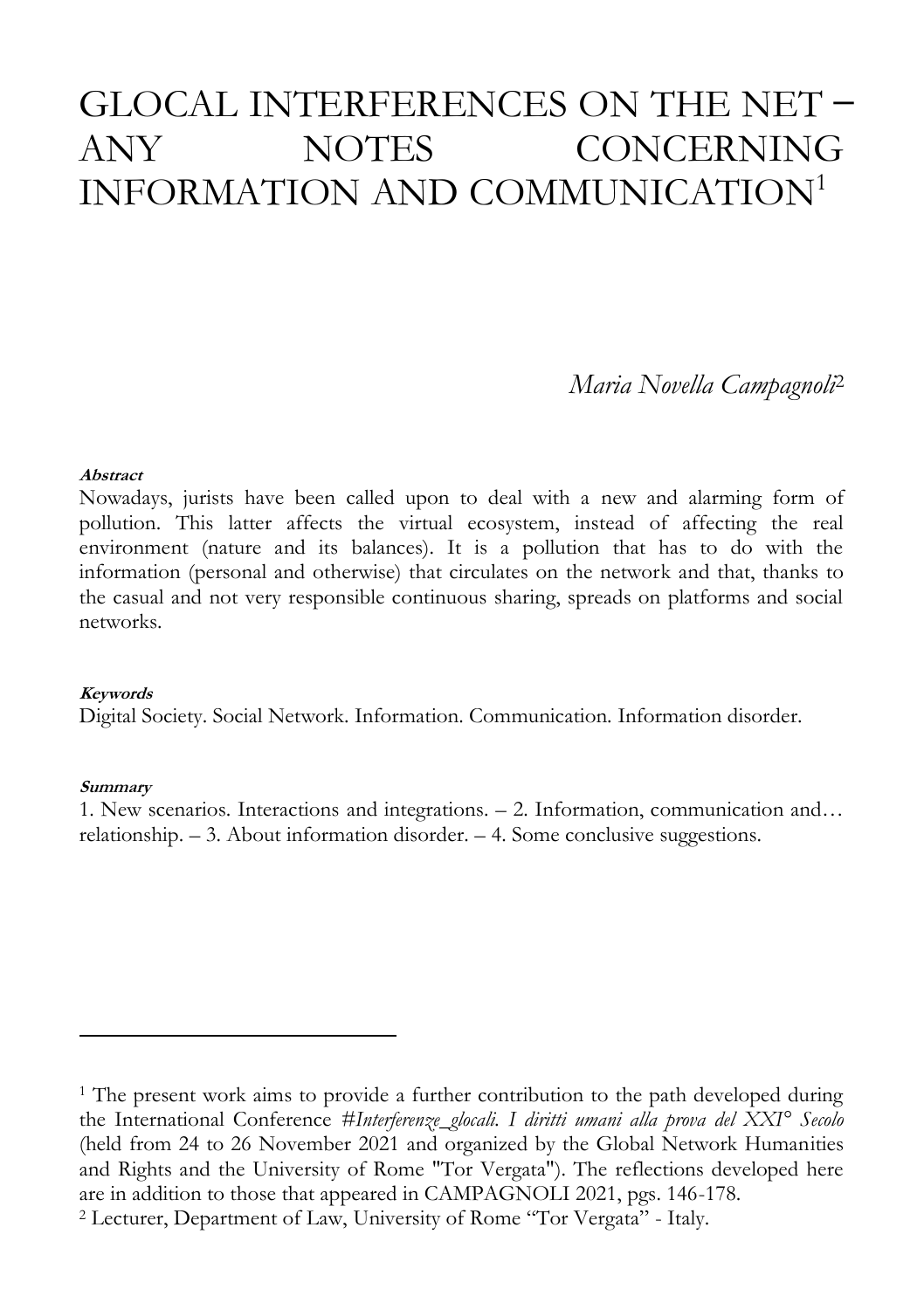# GLOCAL INTERFERENCES ON THE NET – ANY NOTES CONCERNING INFORMATION AND COMMUNICATION[1]

*Maria Novella Campagnoli*[2]

**Abstract**

Nowadays, jurists have been called upon to deal with a new and alarming form of pollution. This latter affects the virtual ecosystem, instead of affecting the real environment (nature and its balances). It is a pollution that has to do with the information (personal and otherwise) that circulates on the network and that, thanks to the casual and not very responsible continuous sharing, spreads on platforms and social networks.

**Keywords**

Digital Society. Social Network. Information. Communication. Information disorder.

**Summary**

1. New scenarios. Interactions and integrations. – 2. Information, communication and… relationship. – 3. About information disorder. – 4. Some conclusive suggestions.

---

[1] The present work aims to provide a further contribution to the path developed during the International Conference *#Interferenze_glocali. I diritti umani alla prova del XXI° Secolo* (held from 24 to 26 November 2021 and organized by the Global Network Humanities and Rights and the University of Rome "Tor Vergata"). The reflections developed here are in addition to those that appeared in CAMPAGNOLI 2021, pgs. 146-178.

[2] Lecturer, Department of Law, University of Rome "Tor Vergata" - Italy.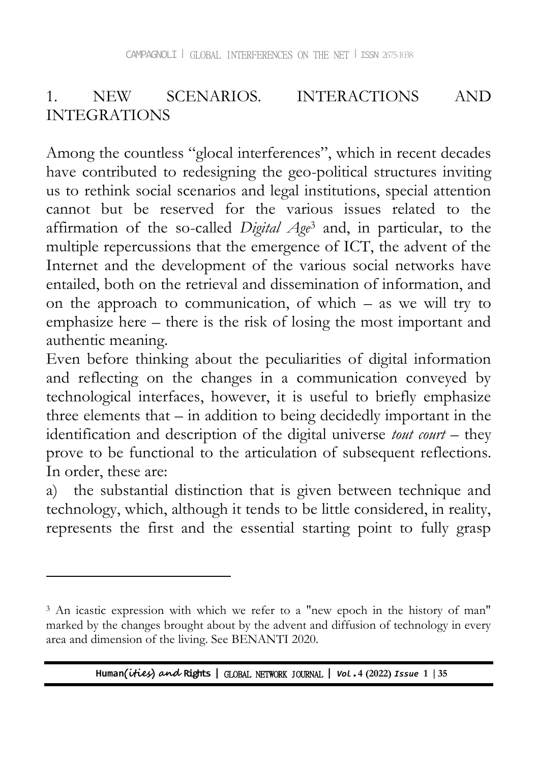## 1. NEW SCENARIOS. INTERACTIONS AND INTEGRATIONS

Among the countless "glocal interferences", which in recent decades have contributed to redesigning the geo-political structures inviting us to rethink social scenarios and legal institutions, special attention cannot but be reserved for the various issues related to the affirmation of the so-called *Digital Age*[3] and, in particular, to the multiple repercussions that the emergence of ICT, the advent of the Internet and the development of the various social networks have entailed, both on the retrieval and dissemination of information, and on the approach to communication, of which – as we will try to emphasize here – there is the risk of losing the most important and authentic meaning.

Even before thinking about the peculiarities of digital information and reflecting on the changes in a communication conveyed by technological interfaces, however, it is useful to briefly emphasize three elements that – in addition to being decidedly important in the identification and description of the digital universe *tout court* – they prove to be functional to the articulation of subsequent reflections. In order, these are:

a) the substantial distinction that is given between technique and technology, which, although it tends to be little considered, in reality, represents the first and the essential starting point to fully grasp

---

[3] An icastic expression with which we refer to a "new epoch in the history of man" marked by the changes brought about by the advent and diffusion of technology in every area and dimension of the living. See BENANTI 2020.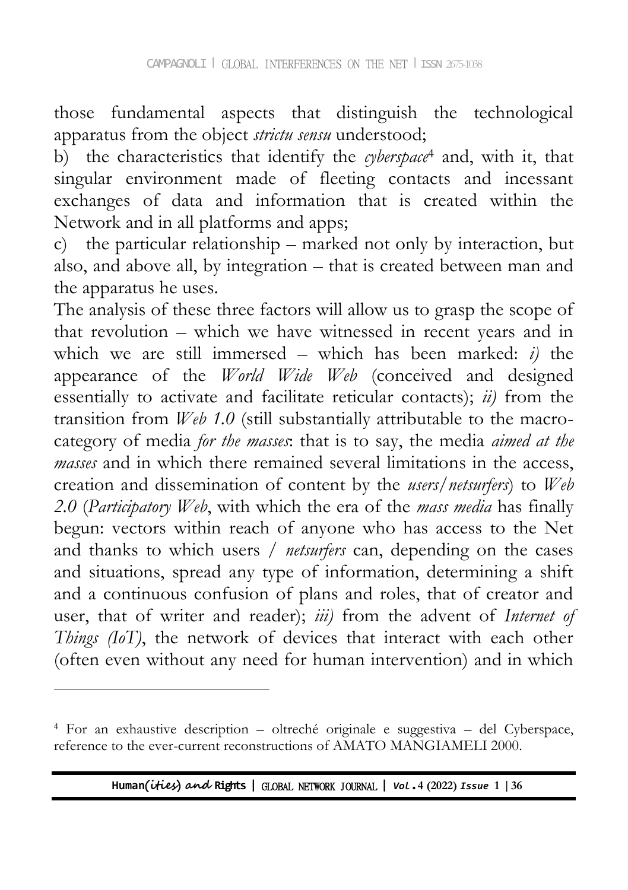those fundamental aspects that distinguish the technological apparatus from the object *strictu sensu* understood;

b) the characteristics that identify the *cyberspace*[4] and, with it, that singular environment made of fleeting contacts and incessant exchanges of data and information that is created within the Network and in all platforms and apps;

c) the particular relationship – marked not only by interaction, but also, and above all, by integration – that is created between man and the apparatus he uses.

The analysis of these three factors will allow us to grasp the scope of that revolution – which we have witnessed in recent years and in which we are still immersed – which has been marked: *i)* the appearance of the *World Wide Web* (conceived and designed essentially to activate and facilitate reticular contacts); *ii)* from the transition from *Web 1.0* (still substantially attributable to the macro-category of media *for the masses*: that is to say, the media *aimed at the masses* and in which there remained several limitations in the access, creation and dissemination of content by the *users/netsurfers*) to *Web 2.0* (*Participatory Web*, with which the era of the *mass media* has finally begun: vectors within reach of anyone who has access to the Net and thanks to which users / *netsurfers* can, depending on the cases and situations, spread any type of information, determining a shift and a continuous confusion of plans and roles, that of creator and user, that of writer and reader); *iii)* from the advent of *Internet of Things (IoT)*, the network of devices that interact with each other (often even without any need for human intervention) and in which

---

[4] For an exhaustive description – oltreché originale e suggestiva – del Cyberspace, reference to the ever-current reconstructions of AMATO MANGIAMELI 2000.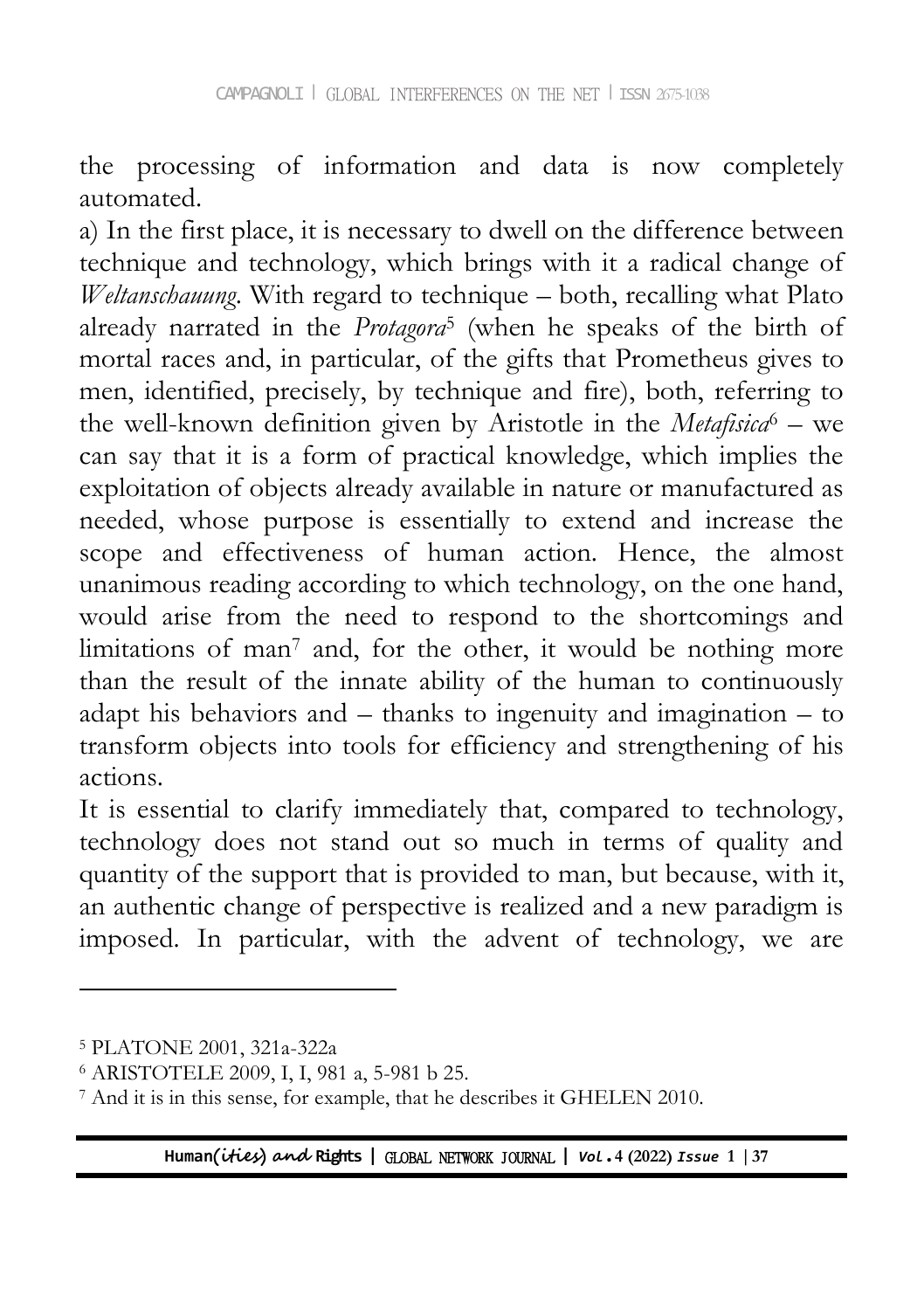the processing of information and data is now completely automated.

a) In the first place, it is necessary to dwell on the difference between technique and technology, which brings with it a radical change of *Weltanschauung*. With regard to technique – both, recalling what Plato already narrated in the *Protagora*[5] (when he speaks of the birth of mortal races and, in particular, of the gifts that Prometheus gives to men, identified, precisely, by technique and fire), both, referring to the well-known definition given by Aristotle in the *Metafisica*[6] – we can say that it is a form of practical knowledge, which implies the exploitation of objects already available in nature or manufactured as needed, whose purpose is essentially to extend and increase the scope and effectiveness of human action. Hence, the almost unanimous reading according to which technology, on the one hand, would arise from the need to respond to the shortcomings and limitations of man[7] and, for the other, it would be nothing more than the result of the innate ability of the human to continuously adapt his behaviors and – thanks to ingenuity and imagination – to transform objects into tools for efficiency and strengthening of his actions.

It is essential to clarify immediately that, compared to technology, technology does not stand out so much in terms of quality and quantity of the support that is provided to man, but because, with it, an authentic change of perspective is realized and a new paradigm is imposed. In particular, with the advent of technology, we are

---

[5] PLATONE 2001, 321a-322a

[6] ARISTOTELE 2009, I, I, 981 a, 5-981 b 25.

[7] And it is in this sense, for example, that he describes it GHELEN 2010.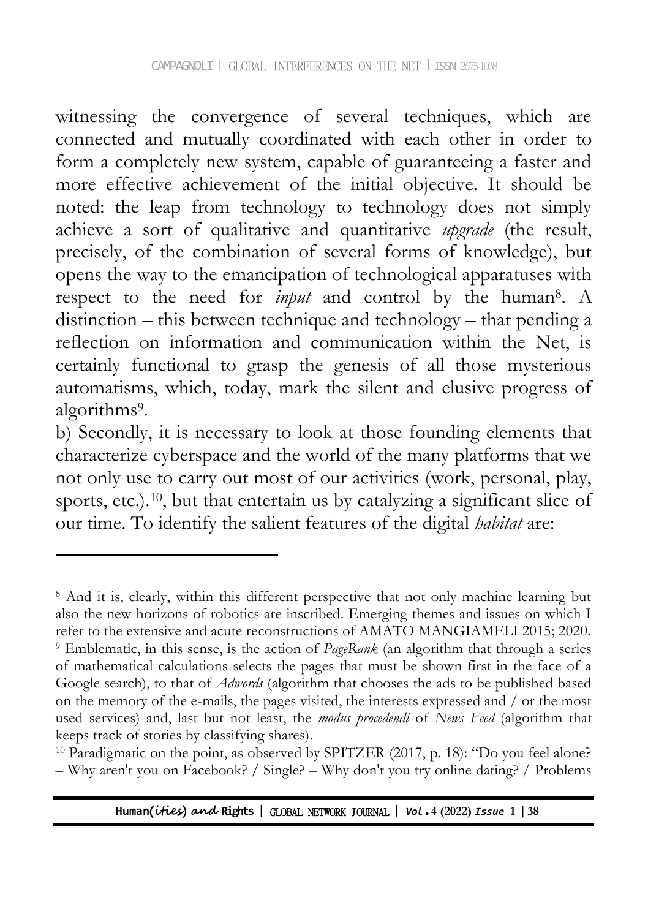witnessing the convergence of several techniques, which are connected and mutually coordinated with each other in order to form a completely new system, capable of guaranteeing a faster and more effective achievement of the initial objective. It should be noted: the leap from technology to technology does not simply achieve a sort of qualitative and quantitative *upgrade* (the result, precisely, of the combination of several forms of knowledge), but opens the way to the emancipation of technological apparatuses with respect to the need for *input* and control by the human[8]. A distinction – this between technique and technology – that pending a reflection on information and communication within the Net, is certainly functional to grasp the genesis of all those mysterious automatisms, which, today, mark the silent and elusive progress of algorithms[9].

b) Secondly, it is necessary to look at those founding elements that characterize cyberspace and the world of the many platforms that we not only use to carry out most of our activities (work, personal, play, sports, etc.).[10], but that entertain us by catalyzing a significant slice of our time. To identify the salient features of the digital *habitat* are:

---

[8] And it is, clearly, within this different perspective that not only machine learning but also the new horizons of robotics are inscribed. Emerging themes and issues on which I refer to the extensive and acute reconstructions of AMATO MANGIAMELI 2015; 2020.

[9] Emblematic, in this sense, is the action of *PageRank* (an algorithm that through a series of mathematical calculations selects the pages that must be shown first in the face of a Google search), to that of *Adwords* (algorithm that chooses the ads to be published based on the memory of the e-mails, the pages visited, the interests expressed and / or the most used services) and, last but not least, the *modus procedendi* of *News Feed* (algorithm that keeps track of stories by classifying shares).

[10] Paradigmatic on the point, as observed by SPITZER (2017, p. 18): "Do you feel alone? – Why aren't you on Facebook? / Single? – Why don't you try online dating? / Problems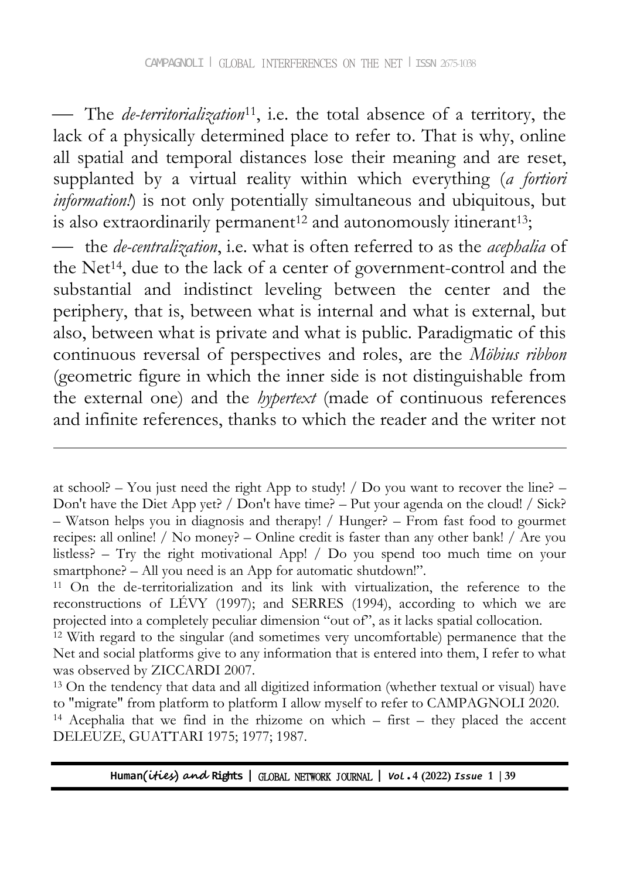— The *de-territorialization*[11], i.e. the total absence of a territory, the lack of a physically determined place to refer to. That is why, online all spatial and temporal distances lose their meaning and are reset, supplanted by a virtual reality within which everything (*a fortiori information!*) is not only potentially simultaneous and ubiquitous, but is also extraordinarily permanent[12] and autonomously itinerant[13];

— the *de-centralization*, i.e. what is often referred to as the *acephalia* of the Net[14], due to the lack of a center of government-control and the substantial and indistinct leveling between the center and the periphery, that is, between what is internal and what is external, but also, between what is private and what is public. Paradigmatic of this continuous reversal of perspectives and roles, are the *Möbius ribbon* (geometric figure in which the inner side is not distinguishable from the external one) and the *hypertext* (made of continuous references and infinite references, thanks to which the reader and the writer not

---

at school? – You just need the right App to study! / Do you want to recover the line? – Don't have the Diet App yet? / Don't have time? – Put your agenda on the cloud! / Sick? – Watson helps you in diagnosis and therapy! / Hunger? – From fast food to gourmet recipes: all online! / No money? – Online credit is faster than any other bank! / Are you listless? – Try the right motivational App! / Do you spend too much time on your smartphone? – All you need is an App for automatic shutdown!".

[11] On the de-territorialization and its link with virtualization, the reference to the reconstructions of LÉVY (1997); and SERRES (1994), according to which we are projected into a completely peculiar dimension "out of", as it lacks spatial collocation.

[12] With regard to the singular (and sometimes very uncomfortable) permanence that the Net and social platforms give to any information that is entered into them, I refer to what was observed by ZICCARDI 2007.

[13] On the tendency that data and all digitized information (whether textual or visual) have to "migrate" from platform to platform I allow myself to refer to CAMPAGNOLI 2020.

[14] Acephalia that we find in the rhizome on which – first – they placed the accent DELEUZE, GUATTARI 1975; 1977; 1987.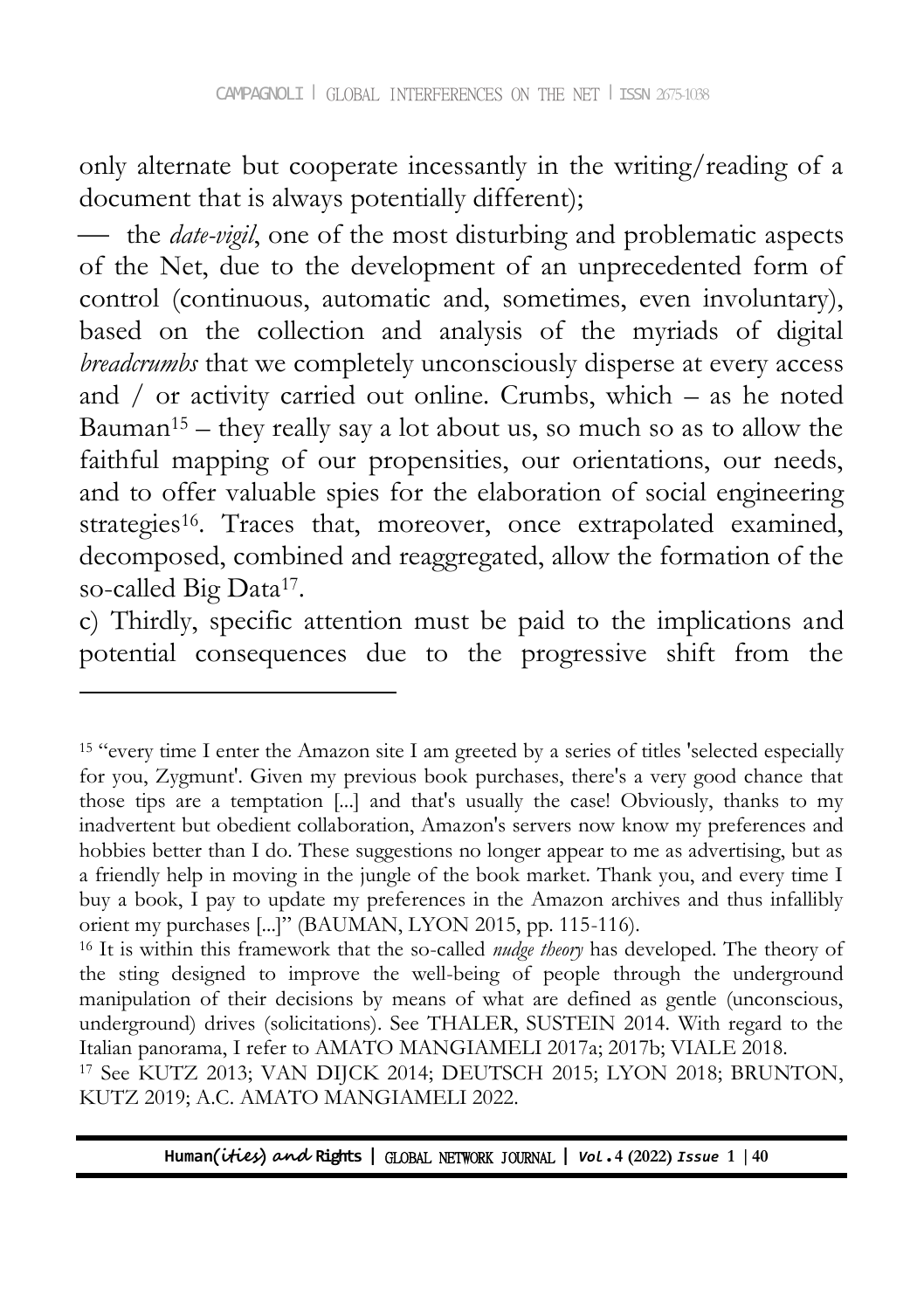only alternate but cooperate incessantly in the writing/reading of a document that is always potentially different);

— the *date-vigil*, one of the most disturbing and problematic aspects of the Net, due to the development of an unprecedented form of control (continuous, automatic and, sometimes, even involuntary), based on the collection and analysis of the myriads of digital *breadcrumbs* that we completely unconsciously disperse at every access and / or activity carried out online. Crumbs, which – as he noted Bauman[15] – they really say a lot about us, so much so as to allow the faithful mapping of our propensities, our orientations, our needs, and to offer valuable spies for the elaboration of social engineering strategies[16]. Traces that, moreover, once extrapolated examined, decomposed, combined and reaggregated, allow the formation of the so-called Big Data[17].

c) Thirdly, specific attention must be paid to the implications and potential consequences due to the progressive shift from the

---

[15] "every time I enter the Amazon site I am greeted by a series of titles 'selected especially for you, Zygmunt'. Given my previous book purchases, there's a very good chance that those tips are a temptation [...] and that's usually the case! Obviously, thanks to my inadvertent but obedient collaboration, Amazon's servers now know my preferences and hobbies better than I do. These suggestions no longer appear to me as advertising, but as a friendly help in moving in the jungle of the book market. Thank you, and every time I buy a book, I pay to update my preferences in the Amazon archives and thus infallibly orient my purchases [...]" (BAUMAN, LYON 2015, pp. 115-116).

[16] It is within this framework that the so-called *nudge theory* has developed. The theory of the sting designed to improve the well-being of people through the underground manipulation of their decisions by means of what are defined as gentle (unconscious, underground) drives (solicitations). See THALER, SUSTEIN 2014. With regard to the Italian panorama, I refer to AMATO MANGIAMELI 2017a; 2017b; VIALE 2018.

[17] See KUTZ 2013; VAN DIJCK 2014; DEUTSCH 2015; LYON 2018; BRUNTON, KUTZ 2019; A.C. AMATO MANGIAMELI 2022.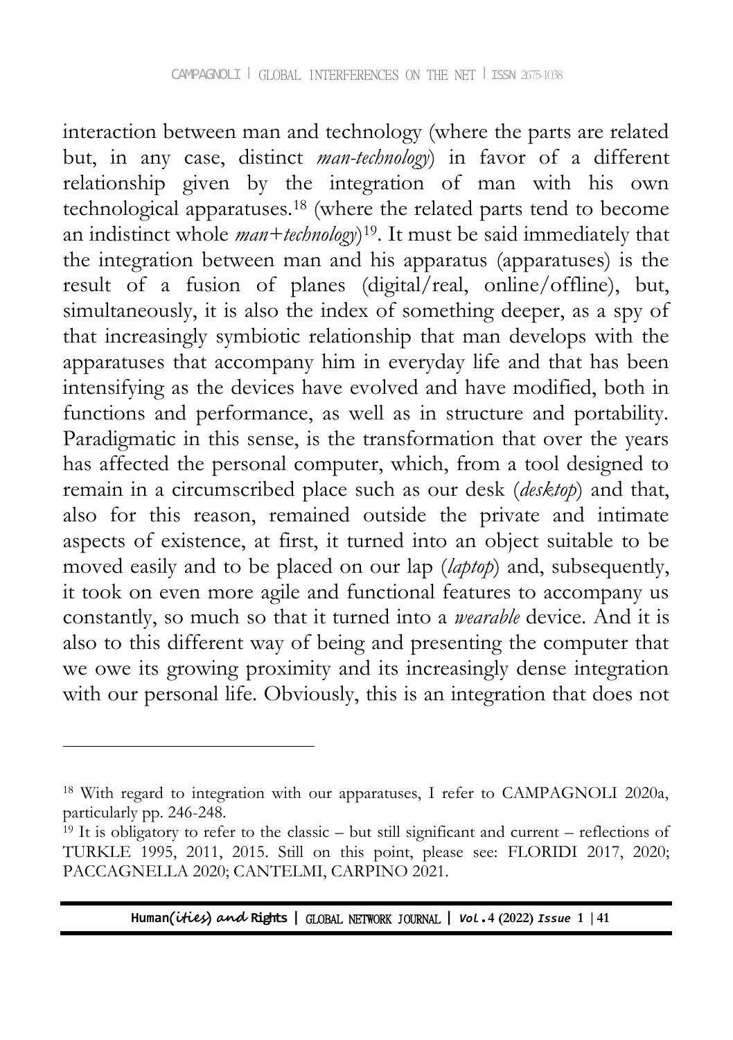interaction between man and technology (where the parts are related but, in any case, distinct *man-technology*) in favor of a different relationship given by the integration of man with his own technological apparatuses.[18] (where the related parts tend to become an indistinct whole *man+technology*)[19]. It must be said immediately that the integration between man and his apparatus (apparatuses) is the result of a fusion of planes (digital/real, online/offline), but, simultaneously, it is also the index of something deeper, as a spy of that increasingly symbiotic relationship that man develops with the apparatuses that accompany him in everyday life and that has been intensifying as the devices have evolved and have modified, both in functions and performance, as well as in structure and portability. Paradigmatic in this sense, is the transformation that over the years has affected the personal computer, which, from a tool designed to remain in a circumscribed place such as our desk (*desktop*) and that, also for this reason, remained outside the private and intimate aspects of existence, at first, it turned into an object suitable to be moved easily and to be placed on our lap (*laptop*) and, subsequently, it took on even more agile and functional features to accompany us constantly, so much so that it turned into a *wearable* device. And it is also to this different way of being and presenting the computer that we owe its growing proximity and its increasingly dense integration with our personal life. Obviously, this is an integration that does not

---

[18] With regard to integration with our apparatuses, I refer to CAMPAGNOLI 2020a, particularly pp. 246-248.

[19] It is obligatory to refer to the classic – but still significant and current – reflections of TURKLE 1995, 2011, 2015. Still on this point, please see: FLORIDI 2017, 2020; PACCAGNELLA 2020; CANTELMI, CARPINO 2021.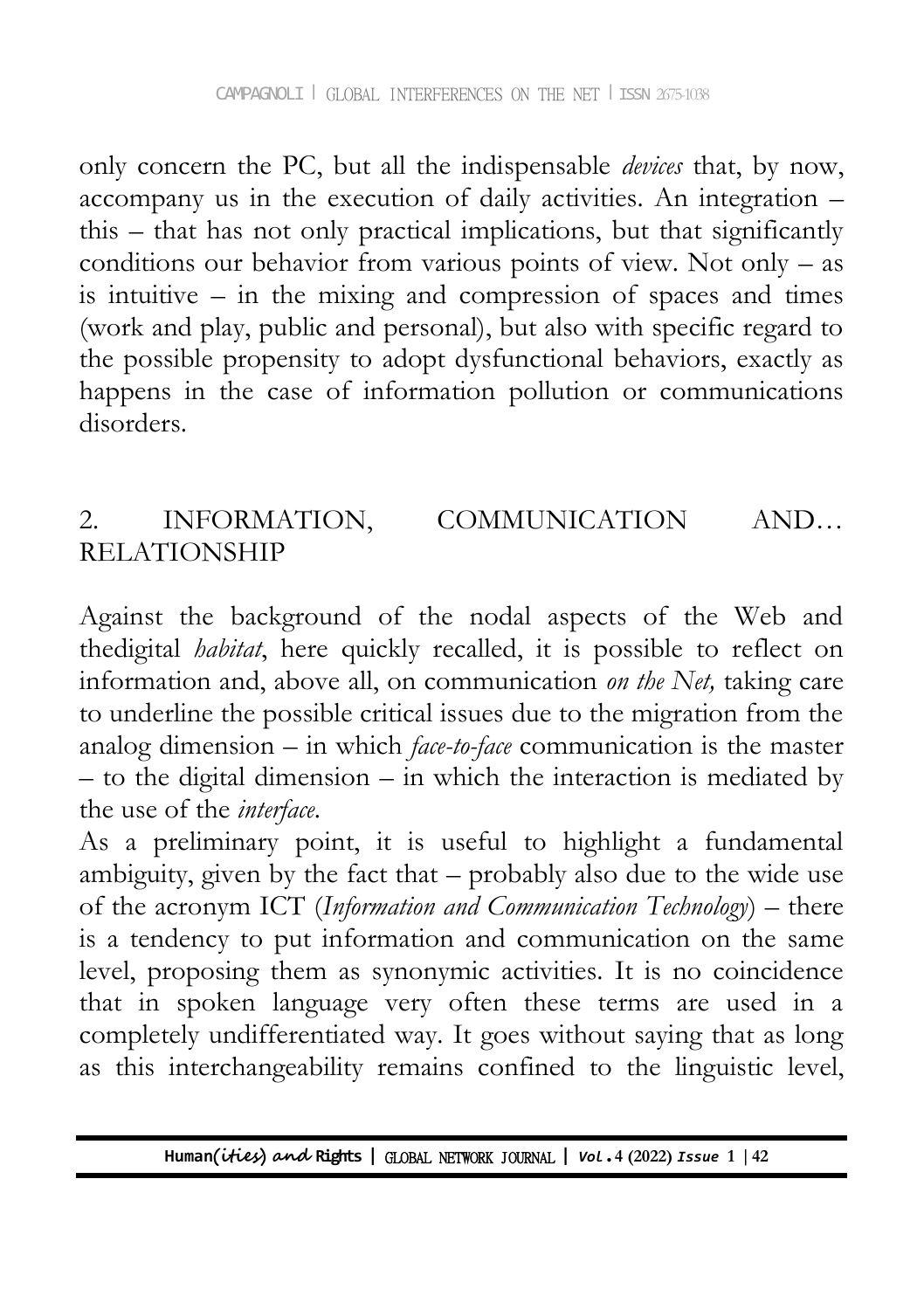only concern the PC, but all the indispensable *devices* that, by now, accompany us in the execution of daily activities. An integration – this – that has not only practical implications, but that significantly conditions our behavior from various points of view. Not only – as is intuitive – in the mixing and compression of spaces and times (work and play, public and personal), but also with specific regard to the possible propensity to adopt dysfunctional behaviors, exactly as happens in the case of information pollution or communications disorders.

## 2. INFORMATION, COMMUNICATION AND… RELATIONSHIP

Against the background of the nodal aspects of the Web and thedigital *habitat*, here quickly recalled, it is possible to reflect on information and, above all, on communication *on the Net,* taking care to underline the possible critical issues due to the migration from the analog dimension – in which *face-to-face* communication is the master – to the digital dimension – in which the interaction is mediated by the use of the *interface*.

As a preliminary point, it is useful to highlight a fundamental ambiguity, given by the fact that – probably also due to the wide use of the acronym ICT (*Information and Communication Technology*) – there is a tendency to put information and communication on the same level, proposing them as synonymic activities. It is no coincidence that in spoken language very often these terms are used in a completely undifferentiated way. It goes without saying that as long as this interchangeability remains confined to the linguistic level,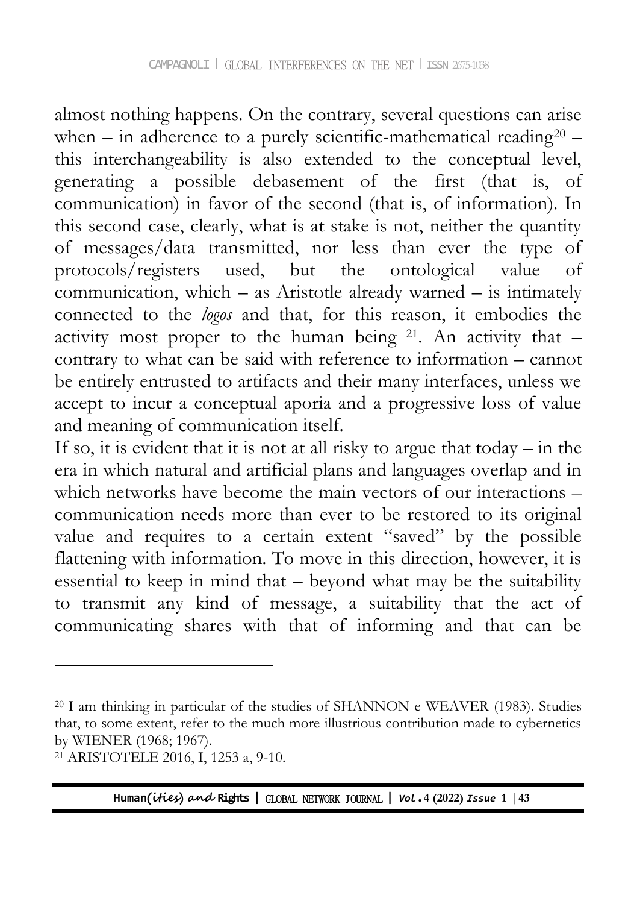almost nothing happens. On the contrary, several questions can arise when – in adherence to a purely scientific-mathematical reading[20] – this interchangeability is also extended to the conceptual level, generating a possible debasement of the first (that is, of communication) in favor of the second (that is, of information). In this second case, clearly, what is at stake is not, neither the quantity of messages/data transmitted, nor less than ever the type of protocols/registers used, but the ontological value of communication, which – as Aristotle already warned – is intimately connected to the *logos* and that, for this reason, it embodies the activity most proper to the human being [21]. An activity that – contrary to what can be said with reference to information – cannot be entirely entrusted to artifacts and their many interfaces, unless we accept to incur a conceptual aporia and a progressive loss of value and meaning of communication itself.

If so, it is evident that it is not at all risky to argue that today – in the era in which natural and artificial plans and languages overlap and in which networks have become the main vectors of our interactions – communication needs more than ever to be restored to its original value and requires to a certain extent "saved" by the possible flattening with information. To move in this direction, however, it is essential to keep in mind that – beyond what may be the suitability to transmit any kind of message, a suitability that the act of communicating shares with that of informing and that can be

---

[20] I am thinking in particular of the studies of SHANNON e WEAVER (1983). Studies that, to some extent, refer to the much more illustrious contribution made to cybernetics by WIENER (1968; 1967).

[21] ARISTOTELE 2016, I, 1253 a, 9-10.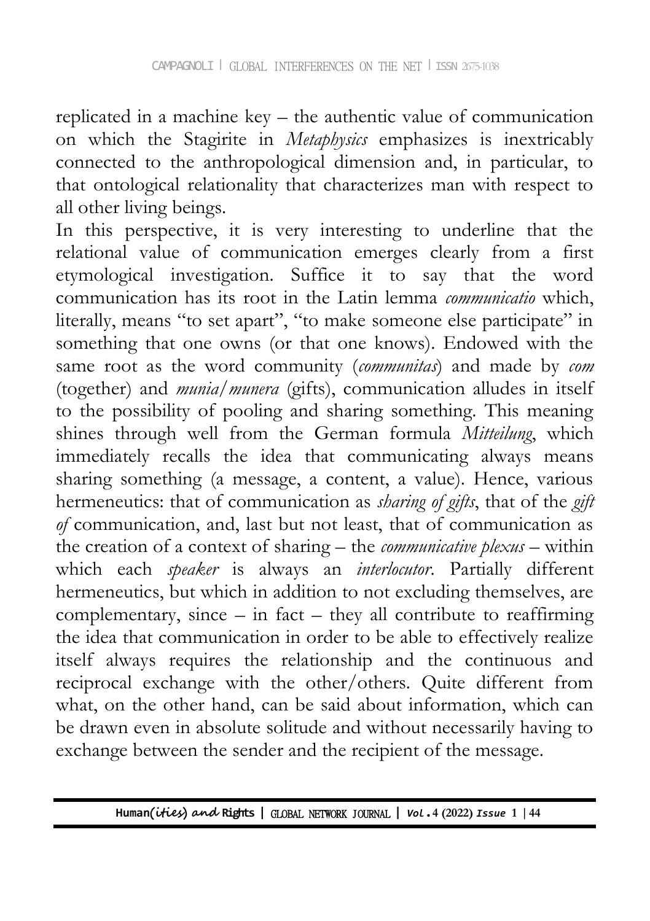replicated in a machine key – the authentic value of communication on which the Stagirite in *Metaphysics* emphasizes is inextricably connected to the anthropological dimension and, in particular, to that ontological relationality that characterizes man with respect to all other living beings.

In this perspective, it is very interesting to underline that the relational value of communication emerges clearly from a first etymological investigation. Suffice it to say that the word communication has its root in the Latin lemma *communicatio* which, literally, means "to set apart", "to make someone else participate" in something that one owns (or that one knows). Endowed with the same root as the word community (*communitas*) and made by *com* (together) and *munia/munera* (gifts), communication alludes in itself to the possibility of pooling and sharing something. This meaning shines through well from the German formula *Mitteilung*, which immediately recalls the idea that communicating always means sharing something (a message, a content, a value). Hence, various hermeneutics: that of communication as *sharing of gifts*, that of the *gift of* communication, and, last but not least, that of communication as the creation of a context of sharing – the *communicative plexus* – within which each *speaker* is always an *interlocutor*. Partially different hermeneutics, but which in addition to not excluding themselves, are complementary, since – in fact – they all contribute to reaffirming the idea that communication in order to be able to effectively realize itself always requires the relationship and the continuous and reciprocal exchange with the other/others. Quite different from what, on the other hand, can be said about information, which can be drawn even in absolute solitude and without necessarily having to exchange between the sender and the recipient of the message.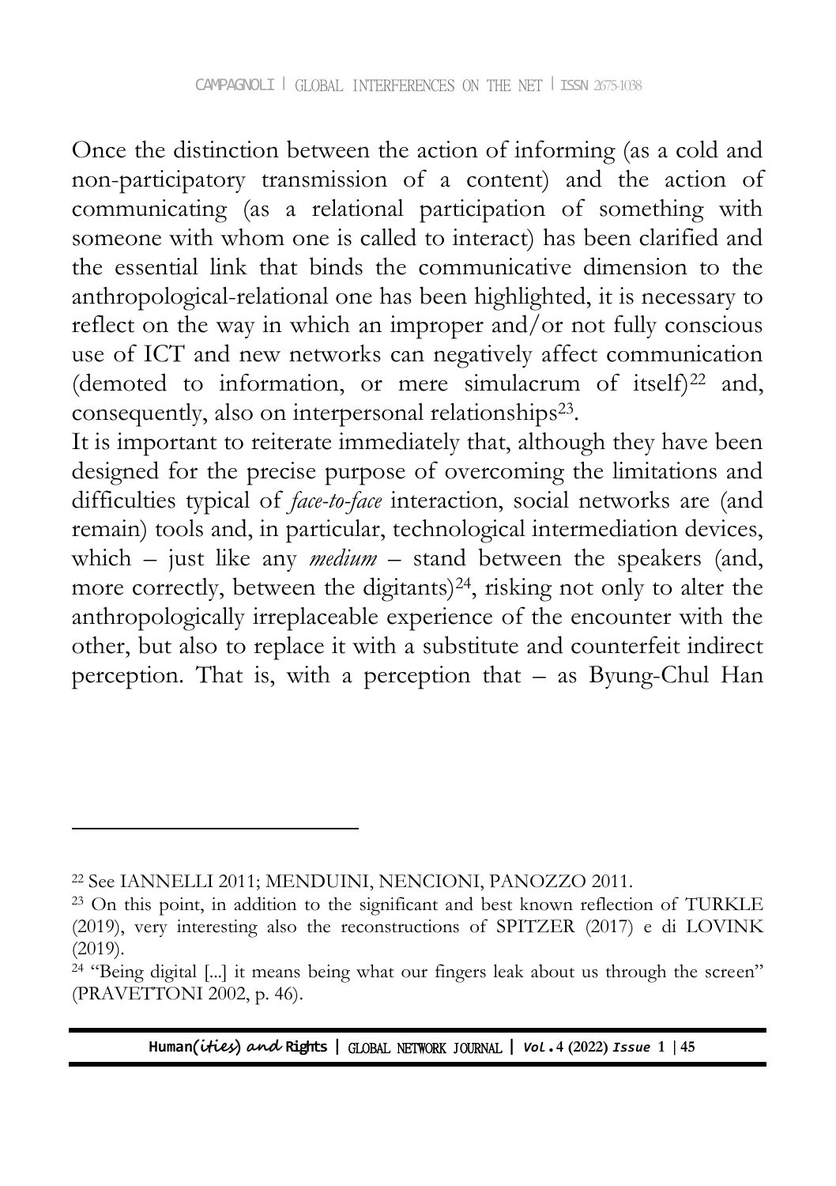Once the distinction between the action of informing (as a cold and non-participatory transmission of a content) and the action of communicating (as a relational participation of something with someone with whom one is called to interact) has been clarified and the essential link that binds the communicative dimension to the anthropological-relational one has been highlighted, it is necessary to reflect on the way in which an improper and/or not fully conscious use of ICT and new networks can negatively affect communication (demoted to information, or mere simulacrum of itself)[22] and, consequently, also on interpersonal relationships[23].

It is important to reiterate immediately that, although they have been designed for the precise purpose of overcoming the limitations and difficulties typical of *face-to-face* interaction, social networks are (and remain) tools and, in particular, technological intermediation devices, which – just like any *medium* – stand between the speakers (and, more correctly, between the digitants)[24], risking not only to alter the anthropologically irreplaceable experience of the encounter with the other, but also to replace it with a substitute and counterfeit indirect perception. That is, with a perception that – as Byung-Chul Han

---

[22] See IANNELLI 2011; MENDUINI, NENCIONI, PANOZZO 2011.

[23] On this point, in addition to the significant and best known reflection of TURKLE (2019), very interesting also the reconstructions of SPITZER (2017) e di LOVINK (2019).

[24] "Being digital [...] it means being what our fingers leak about us through the screen" (PRAVETTONI 2002, p. 46).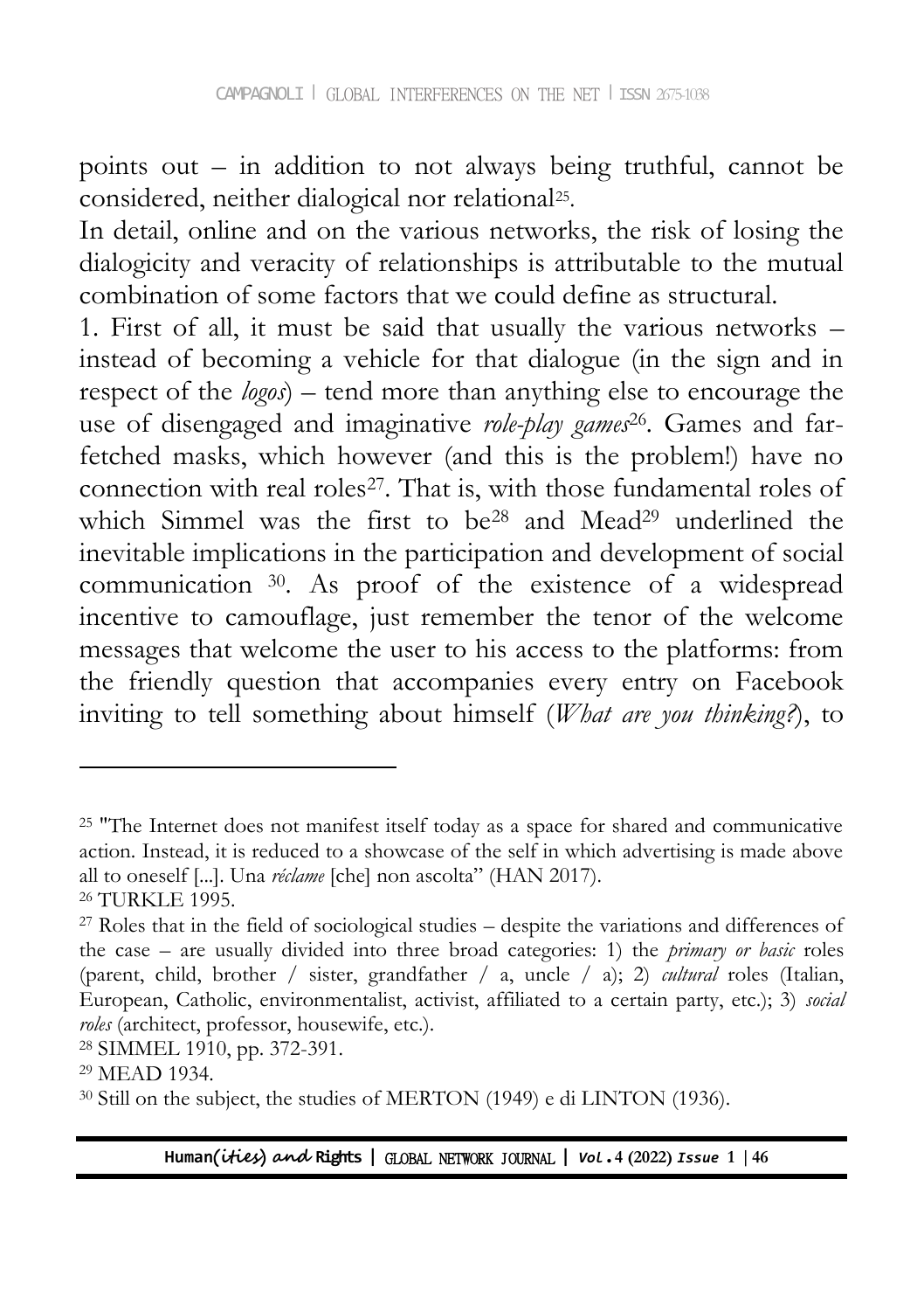points out – in addition to not always being truthful, cannot be considered, neither dialogical nor relational[25].

In detail, online and on the various networks, the risk of losing the dialogicity and veracity of relationships is attributable to the mutual combination of some factors that we could define as structural.

1. First of all, it must be said that usually the various networks – instead of becoming a vehicle for that dialogue (in the sign and in respect of the *logos*) – tend more than anything else to encourage the use of disengaged and imaginative *role-play games*[26]. Games and far-fetched masks, which however (and this is the problem!) have no connection with real roles[27]. That is, with those fundamental roles of which Simmel was the first to be[28] and Mead[29] underlined the inevitable implications in the participation and development of social communication [30]. As proof of the existence of a widespread incentive to camouflage, just remember the tenor of the welcome messages that welcome the user to his access to the platforms: from the friendly question that accompanies every entry on Facebook inviting to tell something about himself (*What are you thinking?*), to

---

[25] "The Internet does not manifest itself today as a space for shared and communicative action. Instead, it is reduced to a showcase of the self in which advertising is made above all to oneself [...]. Una *réclame* [che] non ascolta" (HAN 2017).

[26] TURKLE 1995.

[27] Roles that in the field of sociological studies – despite the variations and differences of the case – are usually divided into three broad categories: 1) the *primary or basic* roles (parent, child, brother / sister, grandfather / a, uncle / a); 2) *cultural* roles (Italian, European, Catholic, environmentalist, activist, affiliated to a certain party, etc.); 3) *social roles* (architect, professor, housewife, etc.).

[28] SIMMEL 1910, pp. 372-391.

[29] MEAD 1934.

[30] Still on the subject, the studies of MERTON (1949) e di LINTON (1936).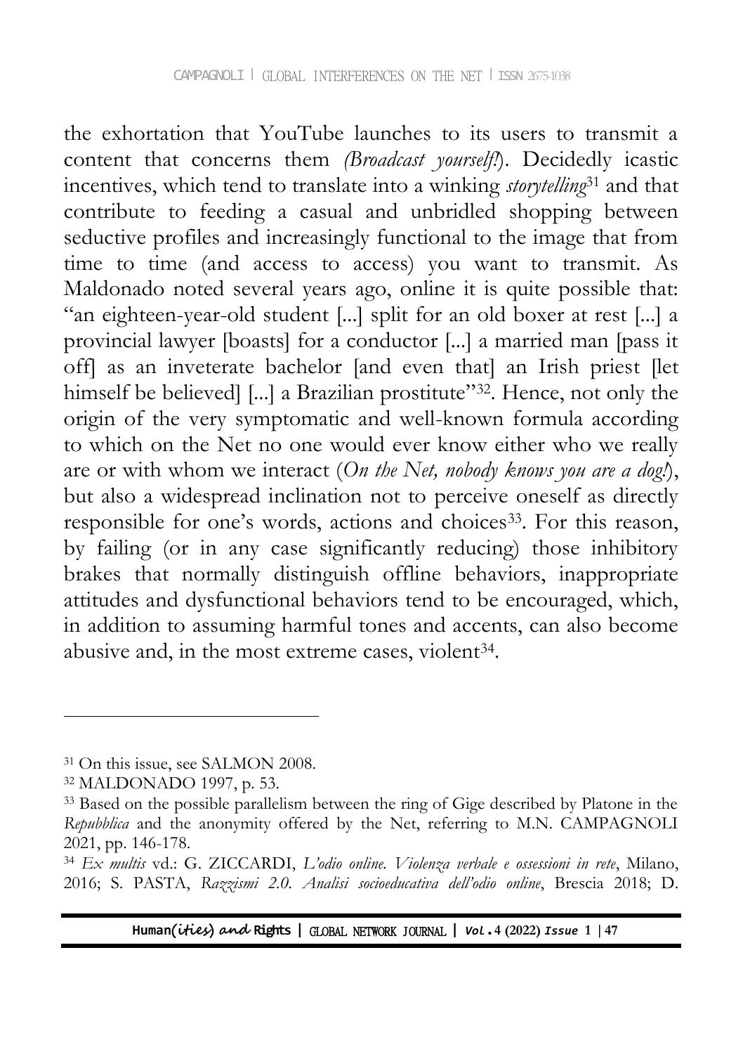the exhortation that YouTube launches to its users to transmit a content that concerns them *(Broadcast yourself!)*. Decidedly icastic incentives, which tend to translate into a winking *storytelling*[31] and that contribute to feeding a casual and unbridled shopping between seductive profiles and increasingly functional to the image that from time to time (and access to access) you want to transmit. As Maldonado noted several years ago, online it is quite possible that: "an eighteen-year-old student [...] split for an old boxer at rest [...] a provincial lawyer [boasts] for a conductor [...] a married man [pass it off] as an inveterate bachelor [and even that] an Irish priest [let himself be believed] [...] a Brazilian prostitute"[32]. Hence, not only the origin of the very symptomatic and well-known formula according to which on the Net no one would ever know either who we really are or with whom we interact (*On the Net, nobody knows you are a dog!*), but also a widespread inclination not to perceive oneself as directly responsible for one's words, actions and choices[33]. For this reason, by failing (or in any case significantly reducing) those inhibitory brakes that normally distinguish offline behaviors, inappropriate attitudes and dysfunctional behaviors tend to be encouraged, which, in addition to assuming harmful tones and accents, can also become abusive and, in the most extreme cases, violent[34].

---

[31] On this issue, see SALMON 2008.

[32] MALDONADO 1997, p. 53.

[33] Based on the possible parallelism between the ring of Gige described by Platone in the *Repubblica* and the anonymity offered by the Net, referring to M.N. CAMPAGNOLI 2021, pp. 146-178.

[34] *Ex multis* vd.: G. ZICCARDI, *L'odio online. Violenza verbale e ossessioni in rete*, Milano, 2016; S. PASTA, *Razzismi 2.0. Analisi socioeducativa dell'odio online*, Brescia 2018; D.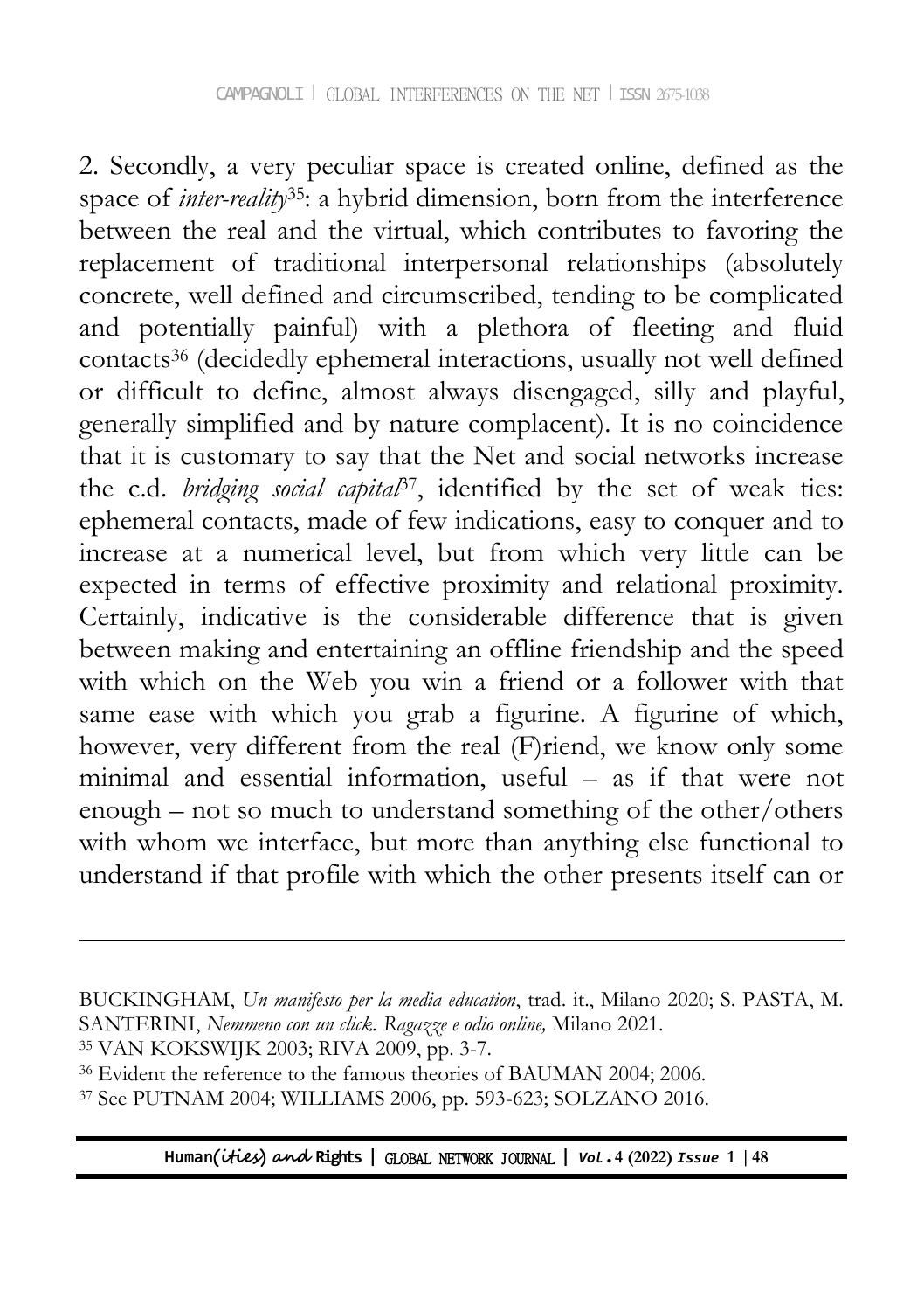2. Secondly, a very peculiar space is created online, defined as the space of *inter-reality*[35]: a hybrid dimension, born from the interference between the real and the virtual, which contributes to favoring the replacement of traditional interpersonal relationships (absolutely concrete, well defined and circumscribed, tending to be complicated and potentially painful) with a plethora of fleeting and fluid contacts[36] (decidedly ephemeral interactions, usually not well defined or difficult to define, almost always disengaged, silly and playful, generally simplified and by nature complacent). It is no coincidence that it is customary to say that the Net and social networks increase the c.d. *bridging social capital*[37], identified by the set of weak ties: ephemeral contacts, made of few indications, easy to conquer and to increase at a numerical level, but from which very little can be expected in terms of effective proximity and relational proximity. Certainly, indicative is the considerable difference that is given between making and entertaining an offline friendship and the speed with which on the Web you win a friend or a follower with that same ease with which you grab a figurine. A figurine of which, however, very different from the real (F)riend, we know only some minimal and essential information, useful – as if that were not enough – not so much to understand something of the other/others with whom we interface, but more than anything else functional to understand if that profile with which the other presents itself can or

---

BUCKINGHAM, *Un manifesto per la media education*, trad. it., Milano 2020; S. PASTA, M. SANTERINI, *Nemmeno con un click. Ragazze e odio online,* Milano 2021.

[35] VAN KOKSWIJK 2003; RIVA 2009, pp. 3-7.

[36] Evident the reference to the famous theories of BAUMAN 2004; 2006.

[37] See PUTNAM 2004; WILLIAMS 2006, pp. 593-623; SOLZANO 2016.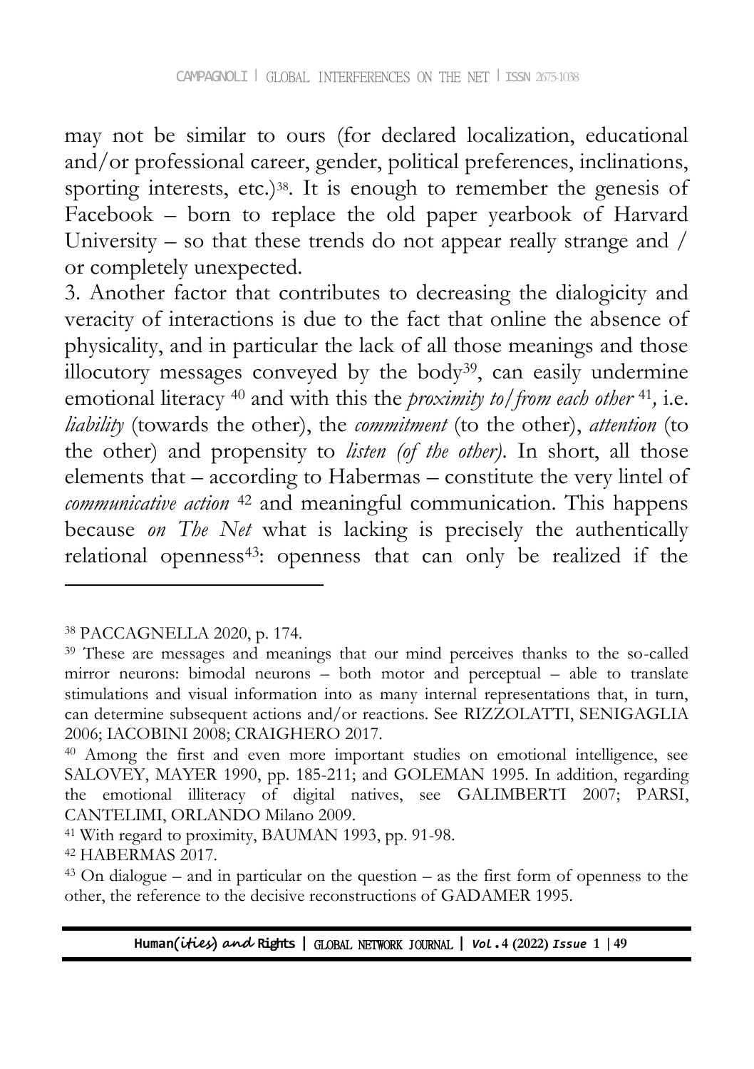may not be similar to ours (for declared localization, educational and/or professional career, gender, political preferences, inclinations, sporting interests, etc.)[38]. It is enough to remember the genesis of Facebook – born to replace the old paper yearbook of Harvard University – so that these trends do not appear really strange and / or completely unexpected.

3. Another factor that contributes to decreasing the dialogicity and veracity of interactions is due to the fact that online the absence of physicality, and in particular the lack of all those meanings and those illocutory messages conveyed by the body[39], can easily undermine emotional literacy [40] and with this the *proximity to/from each other* [41]*,* i.e. *liability* (towards the other), the *commitment* (to the other), *attention* (to the other) and propensity to *listen (of the other)*. In short, all those elements that – according to Habermas – constitute the very lintel of *communicative action* [42] and meaningful communication. This happens because *on The Net* what is lacking is precisely the authentically relational openness[43]: openness that can only be realized if the

---

[38] PACCAGNELLA 2020, p. 174.

[39] These are messages and meanings that our mind perceives thanks to the so-called mirror neurons: bimodal neurons – both motor and perceptual – able to translate stimulations and visual information into as many internal representations that, in turn, can determine subsequent actions and/or reactions. See RIZZOLATTI, SENIGAGLIA 2006; IACOBINI 2008; CRAIGHERO 2017.

[40] Among the first and even more important studies on emotional intelligence, see SALOVEY, MAYER 1990, pp. 185-211; and GOLEMAN 1995. In addition, regarding the emotional illiteracy of digital natives, see GALIMBERTI 2007; PARSI, CANTELIMI, ORLANDO Milano 2009.

[41] With regard to proximity, BAUMAN 1993, pp. 91-98.

[42] HABERMAS 2017.

[43] On dialogue – and in particular on the question – as the first form of openness to the other, the reference to the decisive reconstructions of GADAMER 1995.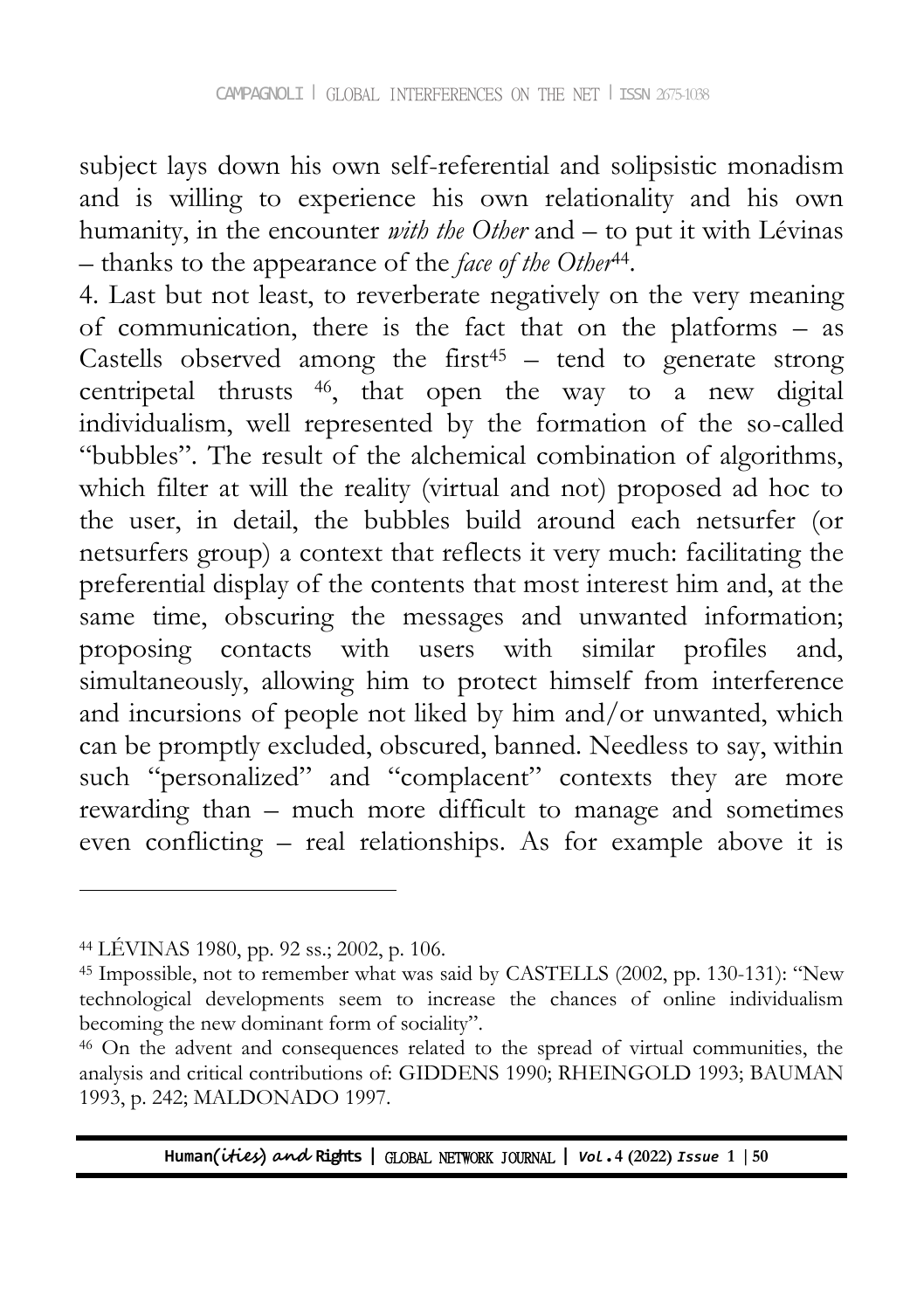subject lays down his own self-referential and solipsistic monadism and is willing to experience his own relationality and his own humanity, in the encounter *with the Other* and – to put it with Lévinas – thanks to the appearance of the *face of the Other*[44].

4. Last but not least, to reverberate negatively on the very meaning of communication, there is the fact that on the platforms – as Castells observed among the first[45] – tend to generate strong centripetal thrusts [46], that open the way to a new digital individualism, well represented by the formation of the so-called "bubbles". The result of the alchemical combination of algorithms, which filter at will the reality (virtual and not) proposed ad hoc to the user, in detail, the bubbles build around each netsurfer (or netsurfers group) a context that reflects it very much: facilitating the preferential display of the contents that most interest him and, at the same time, obscuring the messages and unwanted information; proposing contacts with users with similar profiles and, simultaneously, allowing him to protect himself from interference and incursions of people not liked by him and/or unwanted, which can be promptly excluded, obscured, banned. Needless to say, within such "personalized" and "complacent" contexts they are more rewarding than – much more difficult to manage and sometimes even conflicting – real relationships. As for example above it is

---

[44] LÉVINAS 1980, pp. 92 ss.; 2002, p. 106.

[45] Impossible, not to remember what was said by CASTELLS (2002, pp. 130-131): "New technological developments seem to increase the chances of online individualism becoming the new dominant form of sociality".

[46] On the advent and consequences related to the spread of virtual communities, the analysis and critical contributions of: GIDDENS 1990; RHEINGOLD 1993; BAUMAN 1993, p. 242; MALDONADO 1997.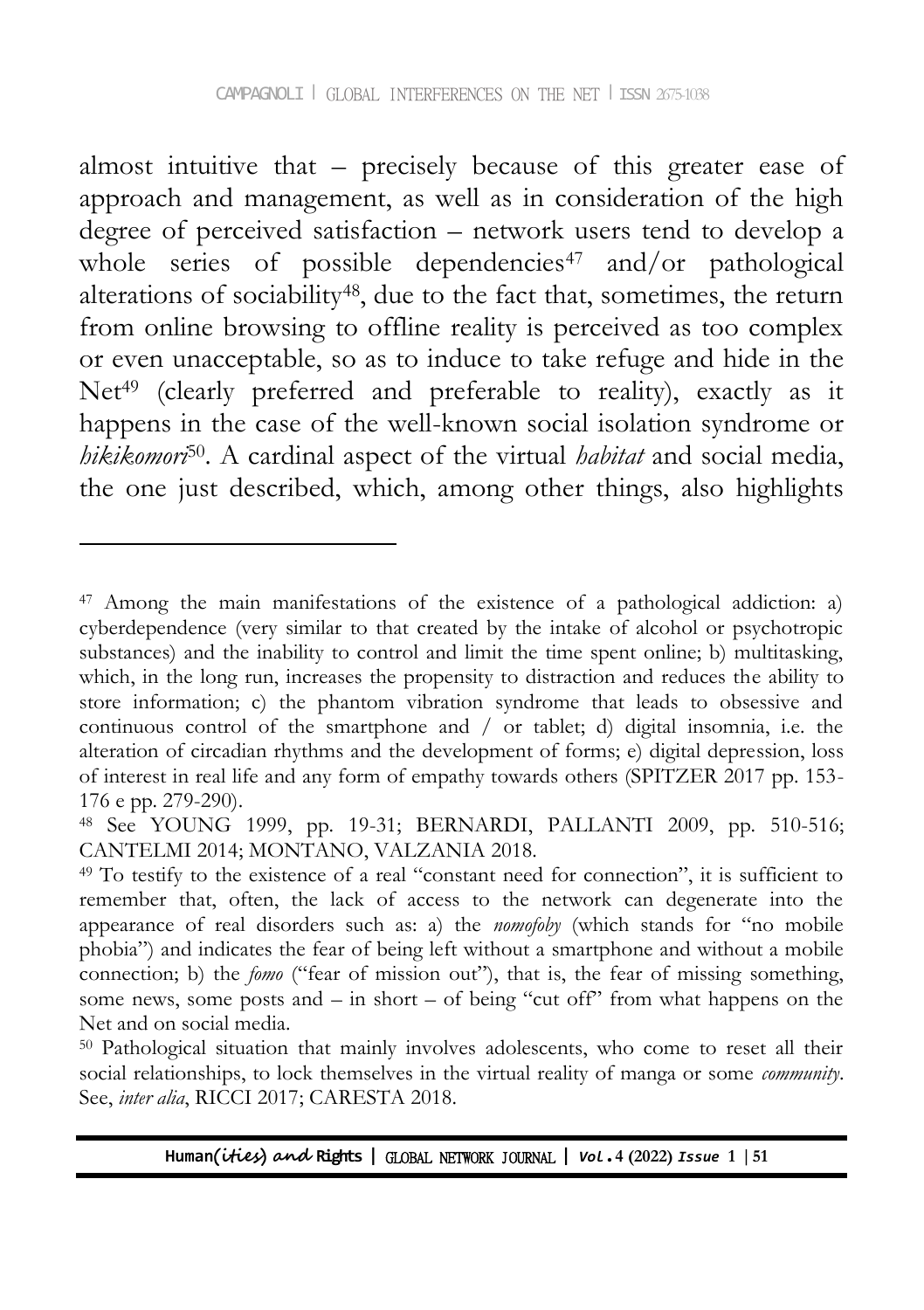almost intuitive that – precisely because of this greater ease of approach and management, as well as in consideration of the high degree of perceived satisfaction – network users tend to develop a whole series of possible dependencies[47] and/or pathological alterations of sociability[48], due to the fact that, sometimes, the return from online browsing to offline reality is perceived as too complex or even unacceptable, so as to induce to take refuge and hide in the Net[49] (clearly preferred and preferable to reality), exactly as it happens in the case of the well-known social isolation syndrome or *hikikomori*[50]. A cardinal aspect of the virtual *habitat* and social media, the one just described, which, among other things, also highlights

---

[47] Among the main manifestations of the existence of a pathological addiction: a) cyberdependence (very similar to that created by the intake of alcohol or psychotropic substances) and the inability to control and limit the time spent online; b) multitasking, which, in the long run, increases the propensity to distraction and reduces the ability to store information; c) the phantom vibration syndrome that leads to obsessive and continuous control of the smartphone and / or tablet; d) digital insomnia, i.e. the alteration of circadian rhythms and the development of forms; e) digital depression, loss of interest in real life and any form of empathy towards others (SPITZER 2017 pp. 153-176 e pp. 279-290).

[48] See YOUNG 1999, pp. 19-31; BERNARDI, PALLANTI 2009, pp. 510-516; CANTELMI 2014; MONTANO, VALZANIA 2018.

[49] To testify to the existence of a real "constant need for connection", it is sufficient to remember that, often, the lack of access to the network can degenerate into the appearance of real disorders such as: a) the *nomofoby* (which stands for "no mobile phobia") and indicates the fear of being left without a smartphone and without a mobile connection; b) the *fomo* ("fear of mission out"), that is, the fear of missing something, some news, some posts and – in short – of being "cut off" from what happens on the Net and on social media.

[50] Pathological situation that mainly involves adolescents, who come to reset all their social relationships, to lock themselves in the virtual reality of manga or some *community*. See, *inter alia*, RICCI 2017; CARESTA 2018.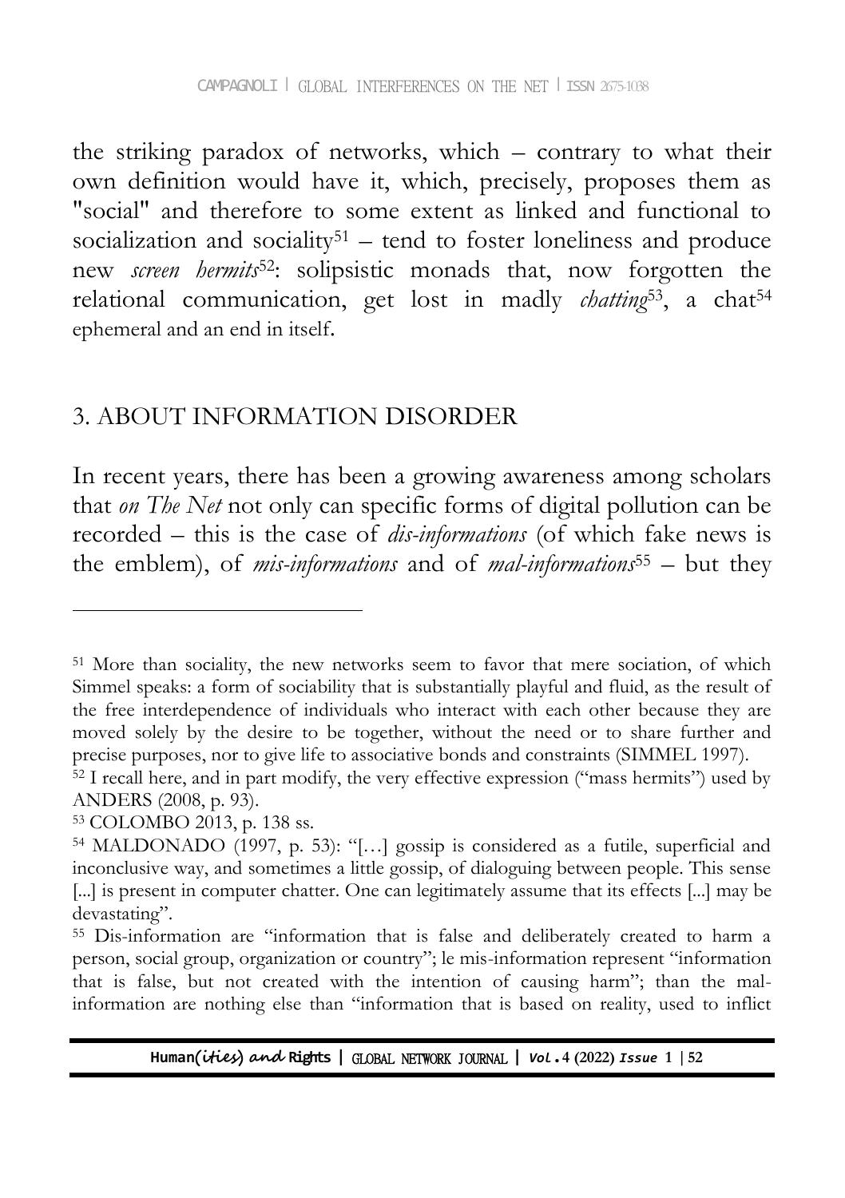the striking paradox of networks, which – contrary to what their own definition would have it, which, precisely, proposes them as "social" and therefore to some extent as linked and functional to socialization and sociality[51] – tend to foster loneliness and produce new *screen hermits*[52]: solipsistic monads that, now forgotten the relational communication, get lost in madly *chatting*[53], a chat[54] ephemeral and an end in itself.

## 3. ABOUT INFORMATION DISORDER

In recent years, there has been a growing awareness among scholars that *on The Net* not only can specific forms of digital pollution can be recorded – this is the case of *dis-informations* (of which fake news is the emblem), of *mis-informations* and of *mal-informations*[55] – but they

---

[51] More than sociality, the new networks seem to favor that mere sociation, of which Simmel speaks: a form of sociability that is substantially playful and fluid, as the result of the free interdependence of individuals who interact with each other because they are moved solely by the desire to be together, without the need or to share further and precise purposes, nor to give life to associative bonds and constraints (SIMMEL 1997).

[52] I recall here, and in part modify, the very effective expression ("mass hermits") used by ANDERS (2008, p. 93).

[53] COLOMBO 2013, p. 138 ss.

[54] MALDONADO (1997, p. 53): "[…] gossip is considered as a futile, superficial and inconclusive way, and sometimes a little gossip, of dialoguing between people. This sense [...] is present in computer chatter. One can legitimately assume that its effects [...] may be devastating".

[55] Dis-information are "information that is false and deliberately created to harm a person, social group, organization or country"; le mis-information represent "information that is false, but not created with the intention of causing harm"; than the mal-information are nothing else than "information that is based on reality, used to inflict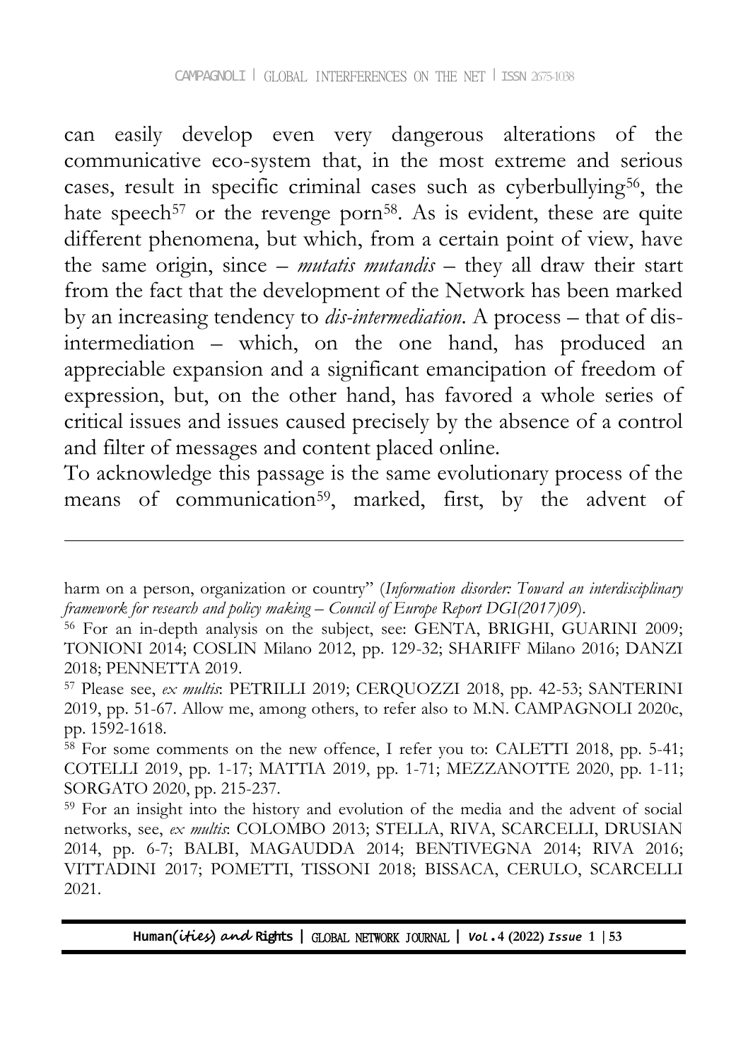can easily develop even very dangerous alterations of the communicative eco-system that, in the most extreme and serious cases, result in specific criminal cases such as cyberbullying[56], the hate speech[57] or the revenge porn[58]. As is evident, these are quite different phenomena, but which, from a certain point of view, have the same origin, since – *mutatis mutandis* – they all draw their start from the fact that the development of the Network has been marked by an increasing tendency to *dis-intermediation*. A process – that of dis-intermediation – which, on the one hand, has produced an appreciable expansion and a significant emancipation of freedom of expression, but, on the other hand, has favored a whole series of critical issues and issues caused precisely by the absence of a control and filter of messages and content placed online.

To acknowledge this passage is the same evolutionary process of the means of communication[59], marked, first, by the advent of

---

harm on a person, organization or country" (*Information disorder: Toward an interdisciplinary framework for research and policy making – Council of Europe Report DGI(2017)09*).

[56] For an in-depth analysis on the subject, see: GENTA, BRIGHI, GUARINI 2009; TONIONI 2014; COSLIN Milano 2012, pp. 129-32; SHARIFF Milano 2016; DANZI 2018; PENNETTA 2019.

[57] Please see, *ex multis*: PETRILLI 2019; CERQUOZZI 2018, pp. 42-53; SANTERINI 2019, pp. 51-67. Allow me, among others, to refer also to M.N. CAMPAGNOLI 2020c, pp. 1592-1618.

[58] For some comments on the new offence, I refer you to: CALETTI 2018, pp. 5-41; COTELLI 2019, pp. 1-17; MATTIA 2019, pp. 1-71; MEZZANOTTE 2020, pp. 1-11; SORGATO 2020, pp. 215-237.

[59] For an insight into the history and evolution of the media and the advent of social networks, see, *ex multis*: COLOMBO 2013; STELLA, RIVA, SCARCELLI, DRUSIAN 2014, pp. 6-7; BALBI, MAGAUDDA 2014; BENTIVEGNA 2014; RIVA 2016; VITTADINI 2017; POMETTI, TISSONI 2018; BISSACA, CERULO, SCARCELLI 2021.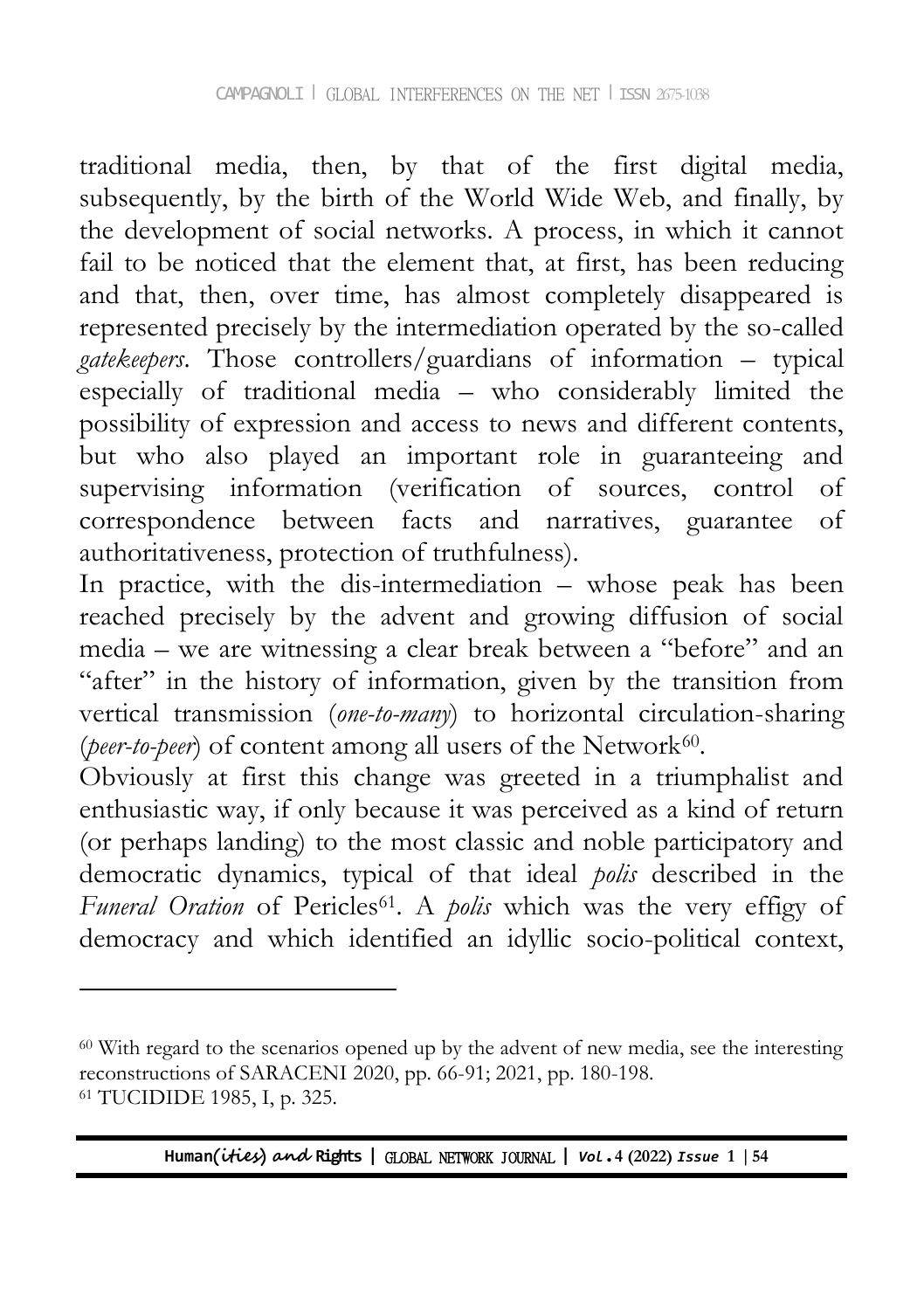traditional media, then, by that of the first digital media, subsequently, by the birth of the World Wide Web, and finally, by the development of social networks. A process, in which it cannot fail to be noticed that the element that, at first, has been reducing and that, then, over time, has almost completely disappeared is represented precisely by the intermediation operated by the so-called *gatekeepers*. Those controllers/guardians of information – typical especially of traditional media – who considerably limited the possibility of expression and access to news and different contents, but who also played an important role in guaranteeing and supervising information (verification of sources, control of correspondence between facts and narratives, guarantee of authoritativeness, protection of truthfulness).

In practice, with the dis-intermediation – whose peak has been reached precisely by the advent and growing diffusion of social media – we are witnessing a clear break between a "before" and an "after" in the history of information, given by the transition from vertical transmission (*one-to-many*) to horizontal circulation-sharing (*peer-to-peer*) of content among all users of the Network[60].

Obviously at first this change was greeted in a triumphalist and enthusiastic way, if only because it was perceived as a kind of return (or perhaps landing) to the most classic and noble participatory and democratic dynamics, typical of that ideal *polis* described in the *Funeral Oration* of Pericles[61]. A *polis* which was the very effigy of democracy and which identified an idyllic socio-political context,

---

[60] With regard to the scenarios opened up by the advent of new media, see the interesting reconstructions of SARACENI 2020, pp. 66-91; 2021, pp. 180-198.

[61] TUCIDIDE 1985, I, p. 325.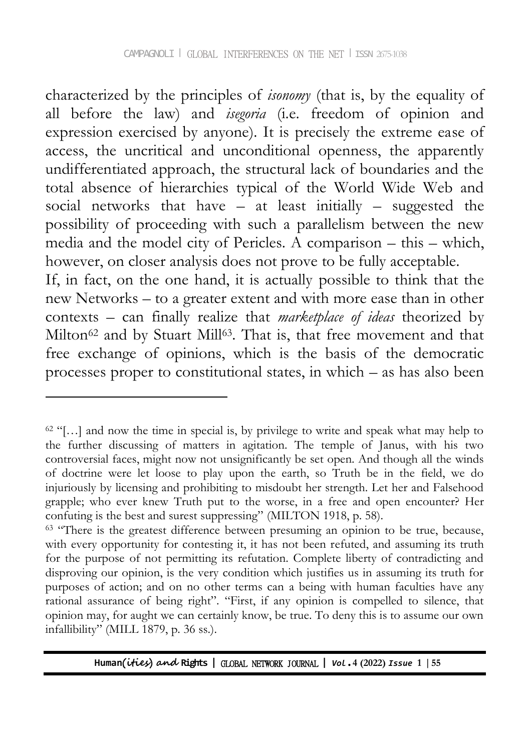characterized by the principles of *isonomy* (that is, by the equality of all before the law) and *isegoria* (i.e. freedom of opinion and expression exercised by anyone). It is precisely the extreme ease of access, the uncritical and unconditional openness, the apparently undifferentiated approach, the structural lack of boundaries and the total absence of hierarchies typical of the World Wide Web and social networks that have – at least initially – suggested the possibility of proceeding with such a parallelism between the new media and the model city of Pericles. A comparison – this – which, however, on closer analysis does not prove to be fully acceptable.

If, in fact, on the one hand, it is actually possible to think that the new Networks – to a greater extent and with more ease than in other contexts – can finally realize that *marketplace of ideas* theorized by Milton[62] and by Stuart Mill[63]. That is, that free movement and that free exchange of opinions, which is the basis of the democratic processes proper to constitutional states, in which – as has also been

---

[62] "[…] and now the time in special is, by privilege to write and speak what may help to the further discussing of matters in agitation. The temple of Janus, with his two controversial faces, might now not unsignificantly be set open. And though all the winds of doctrine were let loose to play upon the earth, so Truth be in the field, we do injuriously by licensing and prohibiting to misdoubt her strength. Let her and Falsehood grapple; who ever knew Truth put to the worse, in a free and open encounter? Her confuting is the best and surest suppressing" (MILTON 1918, p. 58).

[63] "There is the greatest difference between presuming an opinion to be true, because, with every opportunity for contesting it, it has not been refuted, and assuming its truth for the purpose of not permitting its refutation. Complete liberty of contradicting and disproving our opinion, is the very condition which justifies us in assuming its truth for purposes of action; and on no other terms can a being with human faculties have any rational assurance of being right". "First, if any opinion is compelled to silence, that opinion may, for aught we can certainly know, be true. To deny this is to assume our own infallibility" (MILL 1879, p. 36 ss.).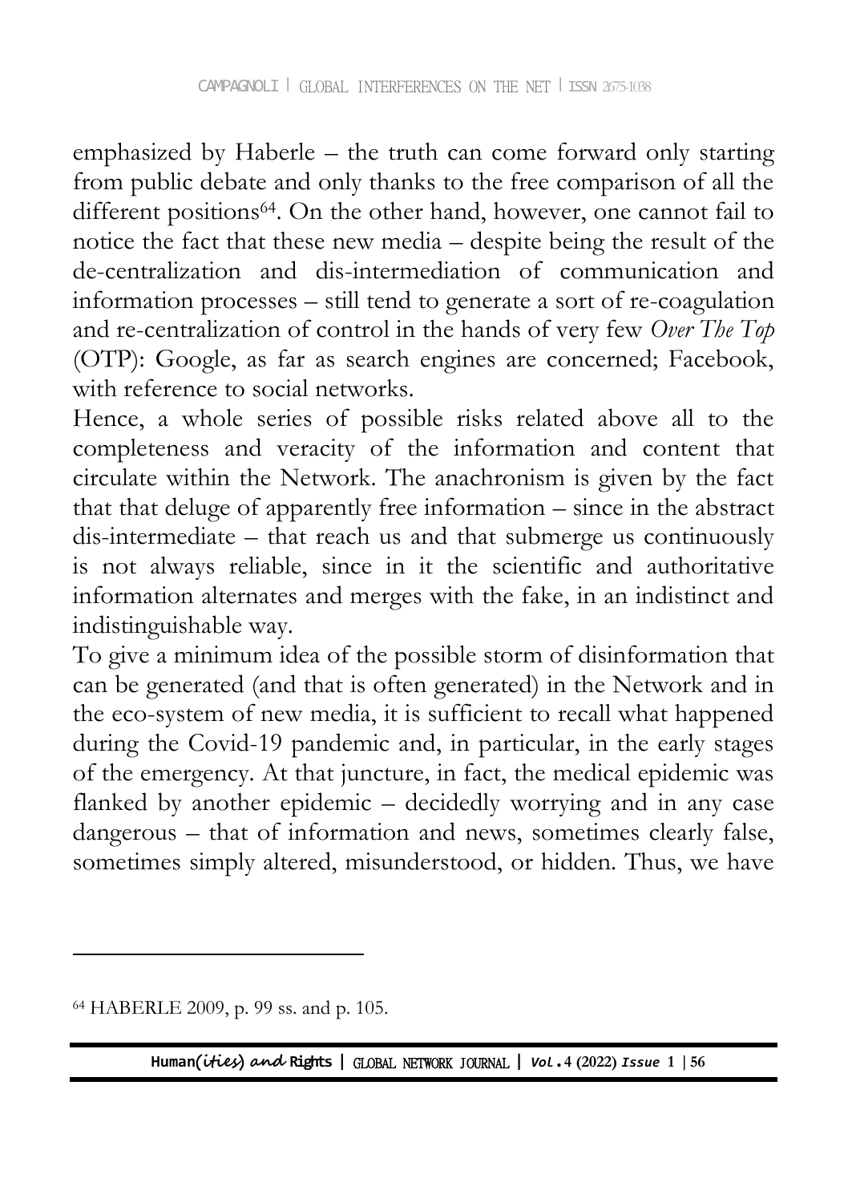emphasized by Haberle – the truth can come forward only starting from public debate and only thanks to the free comparison of all the different positions[64]. On the other hand, however, one cannot fail to notice the fact that these new media – despite being the result of the de-centralization and dis-intermediation of communication and information processes – still tend to generate a sort of re-coagulation and re-centralization of control in the hands of very few *Over The Top* (OTP): Google, as far as search engines are concerned; Facebook, with reference to social networks.

Hence, a whole series of possible risks related above all to the completeness and veracity of the information and content that circulate within the Network. The anachronism is given by the fact that that deluge of apparently free information – since in the abstract dis-intermediate – that reach us and that submerge us continuously is not always reliable, since in it the scientific and authoritative information alternates and merges with the fake, in an indistinct and indistinguishable way.

To give a minimum idea of the possible storm of disinformation that can be generated (and that is often generated) in the Network and in the eco-system of new media, it is sufficient to recall what happened during the Covid-19 pandemic and, in particular, in the early stages of the emergency. At that juncture, in fact, the medical epidemic was flanked by another epidemic – decidedly worrying and in any case dangerous – that of information and news, sometimes clearly false, sometimes simply altered, misunderstood, or hidden. Thus, we have

---

[64] HABERLE 2009, p. 99 ss. and p. 105.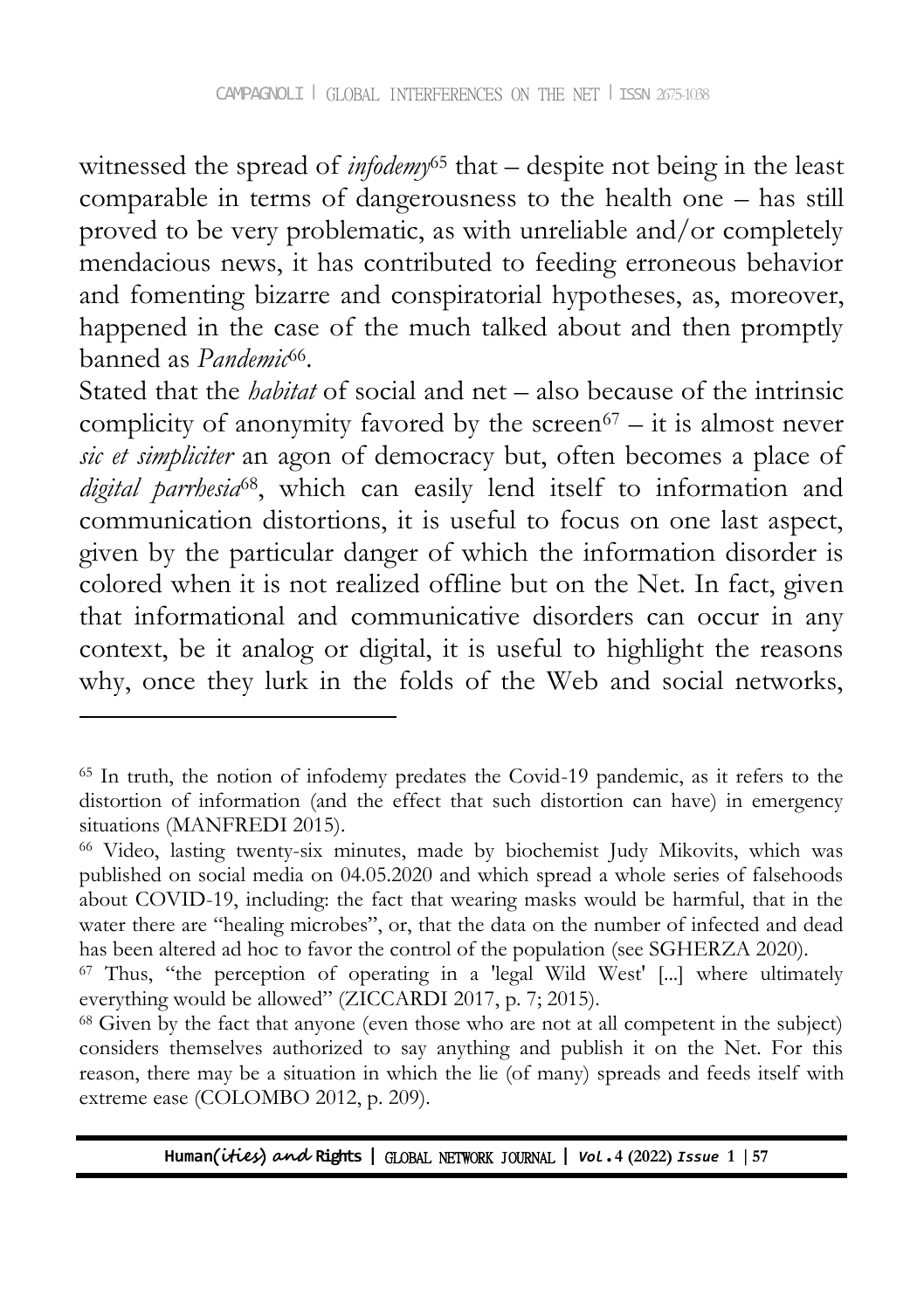witnessed the spread of *infodemy*[65] that – despite not being in the least comparable in terms of dangerousness to the health one – has still proved to be very problematic, as with unreliable and/or completely mendacious news, it has contributed to feeding erroneous behavior and fomenting bizarre and conspiratorial hypotheses, as, moreover, happened in the case of the much talked about and then promptly banned as *Pandemic*[66].

Stated that the *habitat* of social and net – also because of the intrinsic complicity of anonymity favored by the screen[67] – it is almost never *sic et simpliciter* an agon of democracy but, often becomes a place of *digital parrhesia*[68], which can easily lend itself to information and communication distortions, it is useful to focus on one last aspect, given by the particular danger of which the information disorder is colored when it is not realized offline but on the Net. In fact, given that informational and communicative disorders can occur in any context, be it analog or digital, it is useful to highlight the reasons why, once they lurk in the folds of the Web and social networks,

---

[65] In truth, the notion of infodemy predates the Covid-19 pandemic, as it refers to the distortion of information (and the effect that such distortion can have) in emergency situations (MANFREDI 2015).

[66] Video, lasting twenty-six minutes, made by biochemist Judy Mikovits, which was published on social media on 04.05.2020 and which spread a whole series of falsehoods about COVID-19, including: the fact that wearing masks would be harmful, that in the water there are "healing microbes", or, that the data on the number of infected and dead has been altered ad hoc to favor the control of the population (see SGHERZA 2020).

[67] Thus, "the perception of operating in a 'legal Wild West' [...] where ultimately everything would be allowed" (ZICCARDI 2017, p. 7; 2015).

[68] Given by the fact that anyone (even those who are not at all competent in the subject) considers themselves authorized to say anything and publish it on the Net. For this reason, there may be a situation in which the lie (of many) spreads and feeds itself with extreme ease (COLOMBO 2012, p. 209).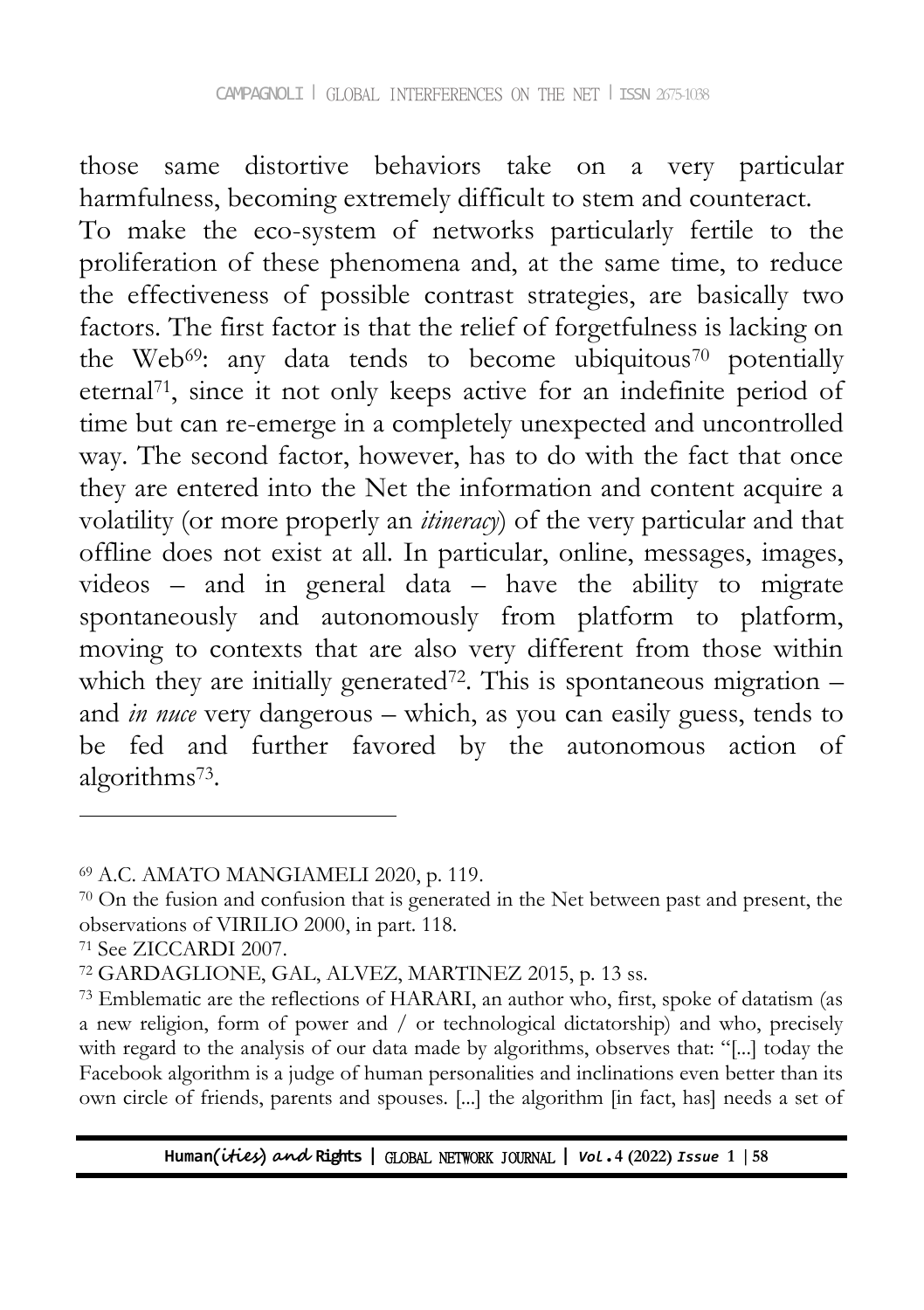those same distortive behaviors take on a very particular harmfulness, becoming extremely difficult to stem and counteract.

To make the eco-system of networks particularly fertile to the proliferation of these phenomena and, at the same time, to reduce the effectiveness of possible contrast strategies, are basically two factors. The first factor is that the relief of forgetfulness is lacking on the Web[69]: any data tends to become ubiquitous[70] potentially eternal[71], since it not only keeps active for an indefinite period of time but can re-emerge in a completely unexpected and uncontrolled way. The second factor, however, has to do with the fact that once they are entered into the Net the information and content acquire a volatility (or more properly an *itineracy*) of the very particular and that offline does not exist at all. In particular, online, messages, images, videos – and in general data – have the ability to migrate spontaneously and autonomously from platform to platform, moving to contexts that are also very different from those within which they are initially generated[72]. This is spontaneous migration – and *in nuce* very dangerous – which, as you can easily guess, tends to be fed and further favored by the autonomous action of algorithms[73].

---

[69] A.C. AMATO MANGIAMELI 2020, p. 119.

[70] On the fusion and confusion that is generated in the Net between past and present, the observations of VIRILIO 2000, in part. 118.

[71] See ZICCARDI 2007.

[72] GARDAGLIONE, GAL, ALVEZ, MARTINEZ 2015, p. 13 ss.

[73] Emblematic are the reflections of HARARI, an author who, first, spoke of datatism (as a new religion, form of power and / or technological dictatorship) and who, precisely with regard to the analysis of our data made by algorithms, observes that: "[...] today the Facebook algorithm is a judge of human personalities and inclinations even better than its own circle of friends, parents and spouses. [...] the algorithm [in fact, has] needs a set of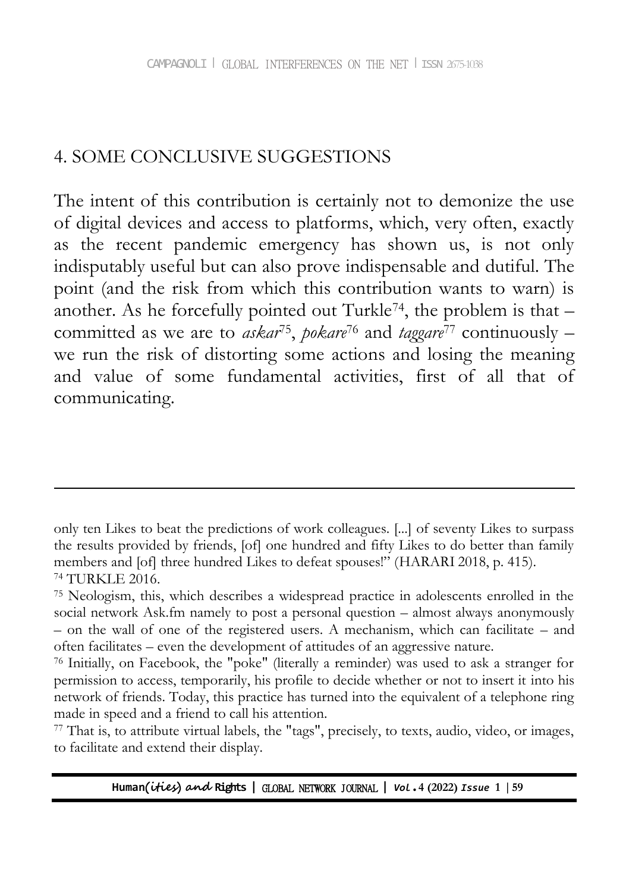## 4. SOME CONCLUSIVE SUGGESTIONS

The intent of this contribution is certainly not to demonize the use of digital devices and access to platforms, which, very often, exactly as the recent pandemic emergency has shown us, is not only indisputably useful but can also prove indispensable and dutiful. The point (and the risk from which this contribution wants to warn) is another. As he forcefully pointed out Turkle[74], the problem is that – committed as we are to *askar*[75], *pokare*[76] and *taggare*[77] continuously – we run the risk of distorting some actions and losing the meaning and value of some fundamental activities, first of all that of communicating.

---

only ten Likes to beat the predictions of work colleagues. [...] of seventy Likes to surpass the results provided by friends, [of] one hundred and fifty Likes to do better than family members and [of] three hundred Likes to defeat spouses!" (HARARI 2018, p. 415).

[74] TURKLE 2016.

[75] Neologism, this, which describes a widespread practice in adolescents enrolled in the social network Ask.fm namely to post a personal question – almost always anonymously – on the wall of one of the registered users. A mechanism, which can facilitate – and often facilitates – even the development of attitudes of an aggressive nature.

[76] Initially, on Facebook, the "poke" (literally a reminder) was used to ask a stranger for permission to access, temporarily, his profile to decide whether or not to insert it into his network of friends. Today, this practice has turned into the equivalent of a telephone ring made in speed and a friend to call his attention.

[77] That is, to attribute virtual labels, the "tags", precisely, to texts, audio, video, or images, to facilitate and extend their display.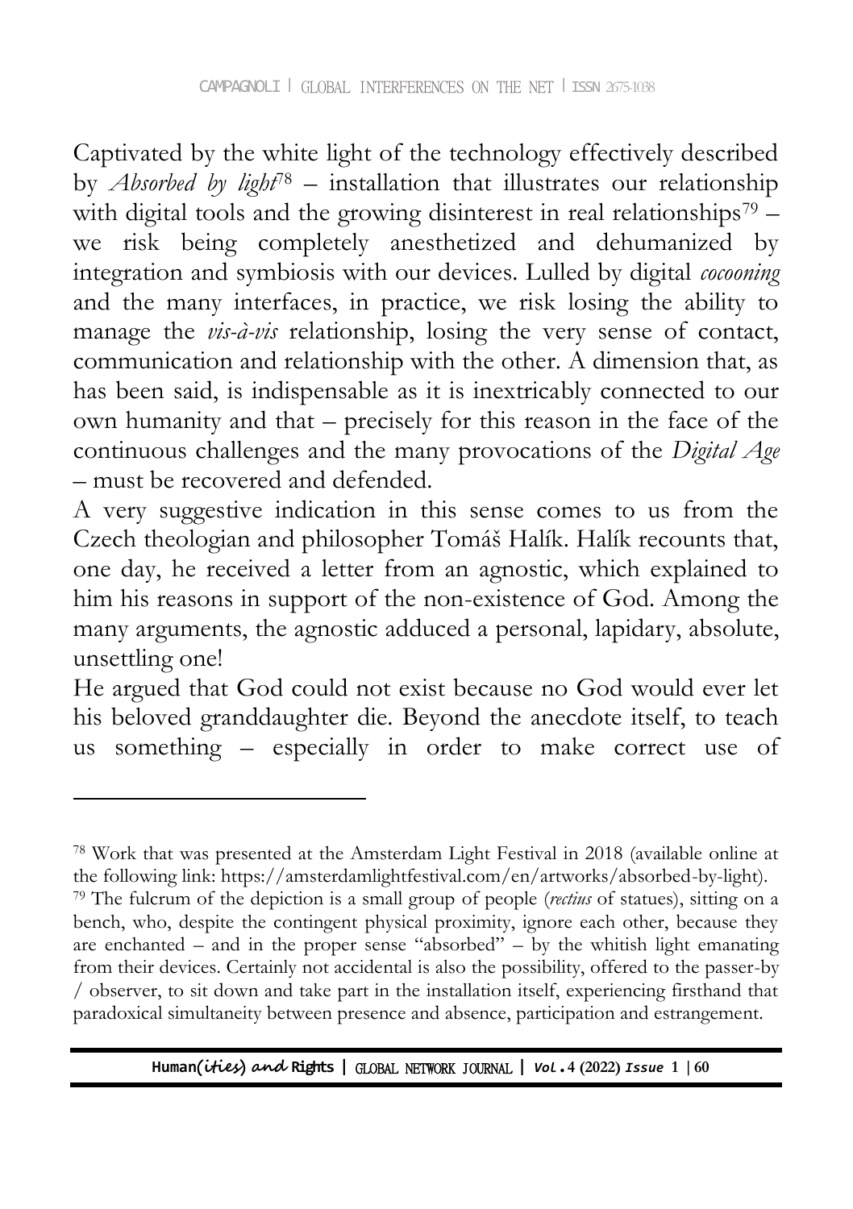Captivated by the white light of the technology effectively described by *Absorbed by light*[78] – installation that illustrates our relationship with digital tools and the growing disinterest in real relationships[79] – we risk being completely anesthetized and dehumanized by integration and symbiosis with our devices. Lulled by digital *cocooning* and the many interfaces, in practice, we risk losing the ability to manage the *vis-à-vis* relationship, losing the very sense of contact, communication and relationship with the other. A dimension that, as has been said, is indispensable as it is inextricably connected to our own humanity and that – precisely for this reason in the face of the continuous challenges and the many provocations of the *Digital Age* – must be recovered and defended.

A very suggestive indication in this sense comes to us from the Czech theologian and philosopher Tomáš Halík. Halík recounts that, one day, he received a letter from an agnostic, which explained to him his reasons in support of the non-existence of God. Among the many arguments, the agnostic adduced a personal, lapidary, absolute, unsettling one!

He argued that God could not exist because no God would ever let his beloved granddaughter die. Beyond the anecdote itself, to teach us something – especially in order to make correct use of

---

[78] Work that was presented at the Amsterdam Light Festival in 2018 (available online at the following link: https://amsterdamlightfestival.com/en/artworks/absorbed-by-light).

[79] The fulcrum of the depiction is a small group of people (*rectius* of statues), sitting on a bench, who, despite the contingent physical proximity, ignore each other, because they are enchanted – and in the proper sense "absorbed" – by the whitish light emanating from their devices. Certainly not accidental is also the possibility, offered to the passer-by / observer, to sit down and take part in the installation itself, experiencing firsthand that paradoxical simultaneity between presence and absence, participation and estrangement.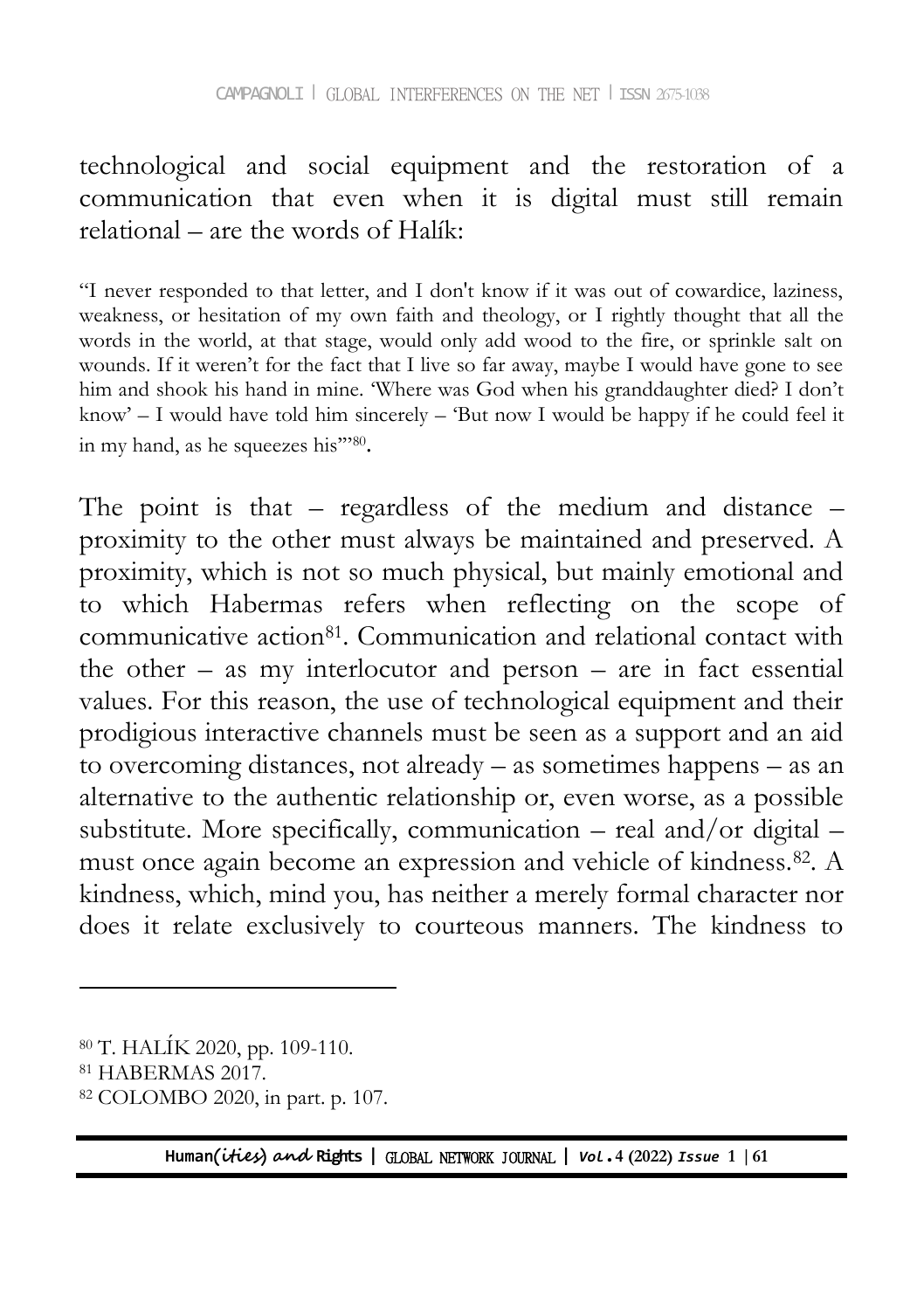technological and social equipment and the restoration of a communication that even when it is digital must still remain relational – are the words of Halík:

> "I never responded to that letter, and I don't know if it was out of cowardice, laziness, weakness, or hesitation of my own faith and theology, or I rightly thought that all the words in the world, at that stage, would only add wood to the fire, or sprinkle salt on wounds. If it weren't for the fact that I live so far away, maybe I would have gone to see him and shook his hand in mine. 'Where was God when his granddaughter died? I don't know' – I would have told him sincerely – 'But now I would be happy if he could feel it in my hand, as he squeezes his'"[80].

The point is that – regardless of the medium and distance – proximity to the other must always be maintained and preserved. A proximity, which is not so much physical, but mainly emotional and to which Habermas refers when reflecting on the scope of communicative action[81]. Communication and relational contact with the other – as my interlocutor and person – are in fact essential values. For this reason, the use of technological equipment and their prodigious interactive channels must be seen as a support and an aid to overcoming distances, not already – as sometimes happens – as an alternative to the authentic relationship or, even worse, as a possible substitute. More specifically, communication – real and/or digital – must once again become an expression and vehicle of kindness.[82]. A kindness, which, mind you, has neither a merely formal character nor does it relate exclusively to courteous manners. The kindness to

---

[80] T. HALÍK 2020, pp. 109-110.

[81] HABERMAS 2017.

[82] COLOMBO 2020, in part. p. 107.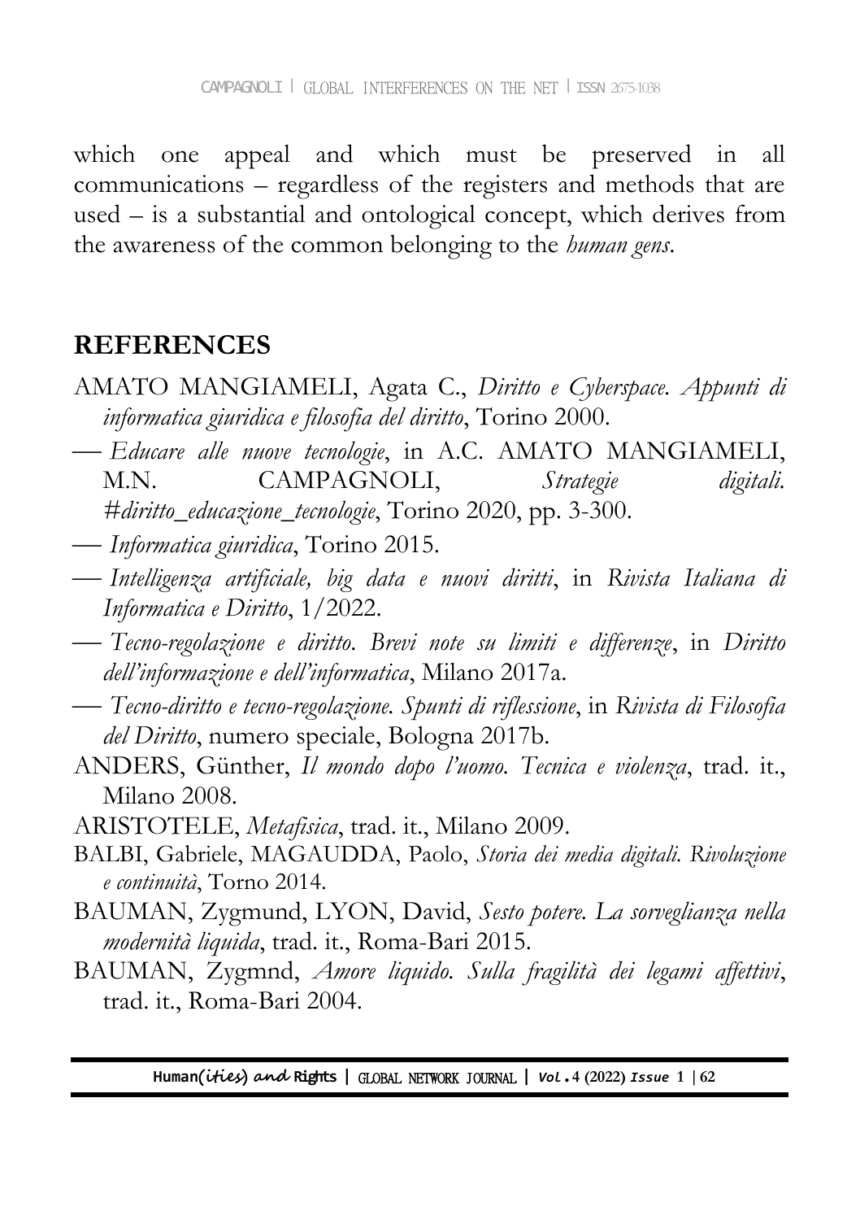which one appeal and which must be preserved in all communications – regardless of the registers and methods that are used – is a substantial and ontological concept, which derives from the awareness of the common belonging to the *human gens*.

## REFERENCES

AMATO MANGIAMELI, Agata C., *Diritto e Cyberspace. Appunti di informatica giuridica e filosofia del diritto*, Torino 2000.

— *Educare alle nuove tecnologie*, in A.C. AMATO MANGIAMELI, M.N. CAMPAGNOLI, *Strategie digitali. #diritto_educazione_tecnologie*, Torino 2020, pp. 3-300.

— *Informatica giuridica*, Torino 2015.

— *Intelligenza artificiale, big data e nuovi diritti*, in *Rivista Italiana di Informatica e Diritto*, 1/2022.

— *Tecno-regolazione e diritto. Brevi note su limiti e differenze*, in *Diritto dell'informazione e dell'informatica*, Milano 2017a.

— *Tecno-diritto e tecno-regolazione. Spunti di riflessione*, in *Rivista di Filosofia del Diritto*, numero speciale, Bologna 2017b.

ANDERS, Günther, *Il mondo dopo l'uomo. Tecnica e violenza*, trad. it., Milano 2008.

ARISTOTELE, *Metafisica*, trad. it., Milano 2009.

BALBI, Gabriele, MAGAUDDA, Paolo, *Storia dei media digitali. Rivoluzione e continuità*, Torno 2014.

BAUMAN, Zygmund, LYON, David, *Sesto potere. La sorveglianza nella modernità liquida*, trad. it., Roma-Bari 2015.

BAUMAN, Zygmnd, *Amore liquido. Sulla fragilità dei legami affettivi*, trad. it., Roma-Bari 2004.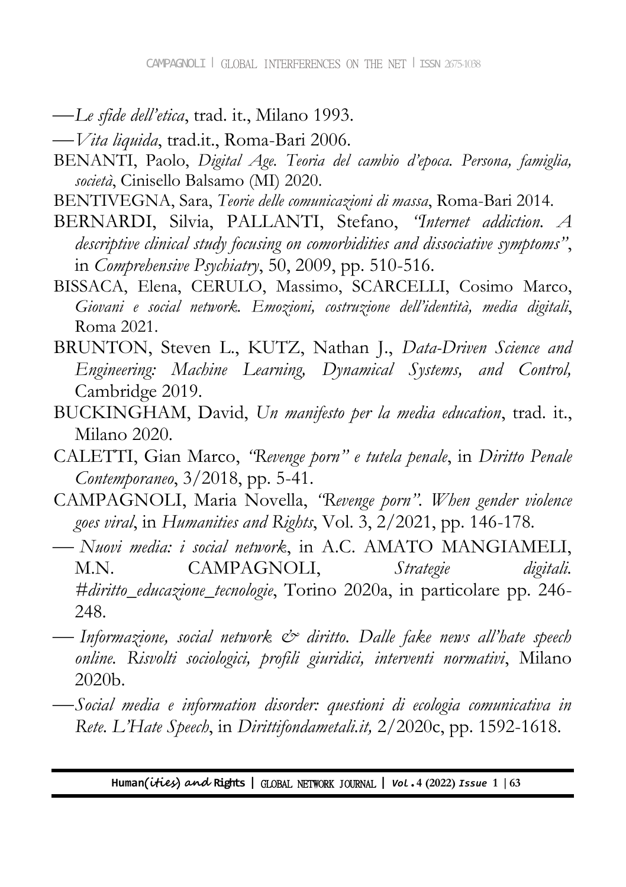—*Le sfide dell'etica*, trad. it., Milano 1993.

—*Vita liquida*, trad.it., Roma-Bari 2006.

BENANTI, Paolo, *Digital Age. Teoria del cambio d'epoca. Persona, famiglia, società*, Cinisello Balsamo (MI) 2020.

BENTIVEGNA, Sara, *Teorie delle comunicazioni di massa*, Roma-Bari 2014.

BERNARDI, Silvia, PALLANTI, Stefano, *"Internet addiction. A descriptive clinical study focusing on comorbidities and dissociative symptoms"*, in *Comprehensive Psychiatry*, 50, 2009, pp. 510-516.

BISSACA, Elena, CERULO, Massimo, SCARCELLI, Cosimo Marco, *Giovani e social network. Emozioni, costruzione dell'identità, media digitali*, Roma 2021.

BRUNTON, Steven L., KUTZ, Nathan J., *Data-Driven Science and Engineering: Machine Learning, Dynamical Systems, and Control,* Cambridge 2019.

BUCKINGHAM, David, *Un manifesto per la media education*, trad. it., Milano 2020.

CALETTI, Gian Marco, *"Revenge porn" e tutela penale*, in *Diritto Penale Contemporaneo*, 3/2018, pp. 5-41.

CAMPAGNOLI, Maria Novella, *"Revenge porn". When gender violence goes viral*, in *Humanities and Rights*, Vol. 3, 2/2021, pp. 146-178.

— *Nuovi media: i social network*, in A.C. AMATO MANGIAMELI, M.N. CAMPAGNOLI, *Strategie digitali. #diritto_educazione_tecnologie*, Torino 2020a, in particolare pp. 246-248.

— *Informazione, social network & diritto. Dalle fake news all'hate speech online. Risvolti sociologici, profili giuridici, interventi normativi*, Milano 2020b.

—*Social media e information disorder: questioni di ecologia comunicativa in Rete. L'Hate Speech*, in *Dirittifondametali.it,* 2/2020c, pp. 1592-1618.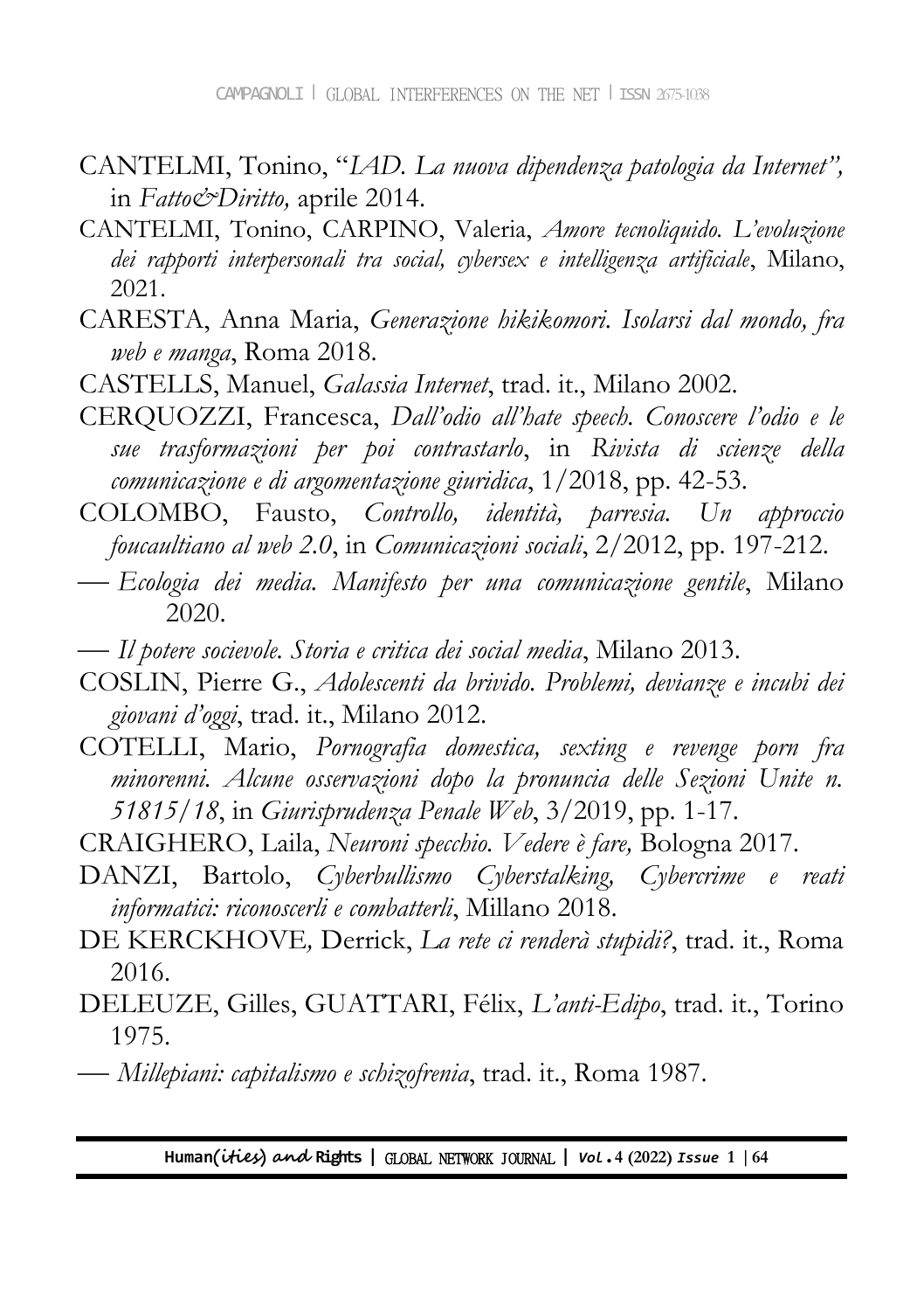CANTELMI, Tonino, "*IAD. La nuova dipendenza patologia da Internet",* in *Fatto&Diritto,* aprile 2014.

CANTELMI, Tonino, CARPINO, Valeria, *Amore tecnoliquido. L'evoluzione dei rapporti interpersonali tra social, cybersex e intelligenza artificiale*, Milano, 2021.

CARESTA, Anna Maria, *Generazione hikikomori. Isolarsi dal mondo, fra web e manga*, Roma 2018.

CASTELLS, Manuel, *Galassia Internet*, trad. it., Milano 2002.

CERQUOZZI, Francesca, *Dall'odio all'hate speech. Conoscere l'odio e le sue trasformazioni per poi contrastarlo*, in *Rivista di scienze della comunicazione e di argomentazione giuridica*, 1/2018, pp. 42-53.

COLOMBO, Fausto, *Controllo, identità, parresia. Un approccio foucaultiano al web 2.0*, in *Comunicazioni sociali*, 2/2012, pp. 197-212.

— *Ecologia dei media. Manifesto per una comunicazione gentile*, Milano 2020.

— *Il potere socievole. Storia e critica dei social media*, Milano 2013.

COSLIN, Pierre G., *Adolescenti da brivido. Problemi, devianze e incubi dei giovani d'oggi*, trad. it., Milano 2012.

COTELLI, Mario, *Pornografia domestica, sexting e revenge porn fra minorenni. Alcune osservazioni dopo la pronuncia delle Sezioni Unite n. 51815/18*, in *Giurisprudenza Penale Web*, 3/2019, pp. 1-17.

CRAIGHERO, Laila, *Neuroni specchio. Vedere è fare,* Bologna 2017.

DANZI, Bartolo, *Cyberbullismo Cyberstalking, Cybercrime e reati informatici: riconoscerli e combatterli*, Millano 2018.

DE KERCKHOVE*,* Derrick, *La rete ci renderà stupidi?*, trad. it., Roma 2016.

DELEUZE, Gilles, GUATTARI, Félix, *L'anti-Edipo*, trad. it., Torino 1975.

— *Millepiani: capitalismo e schizofrenia*, trad. it., Roma 1987.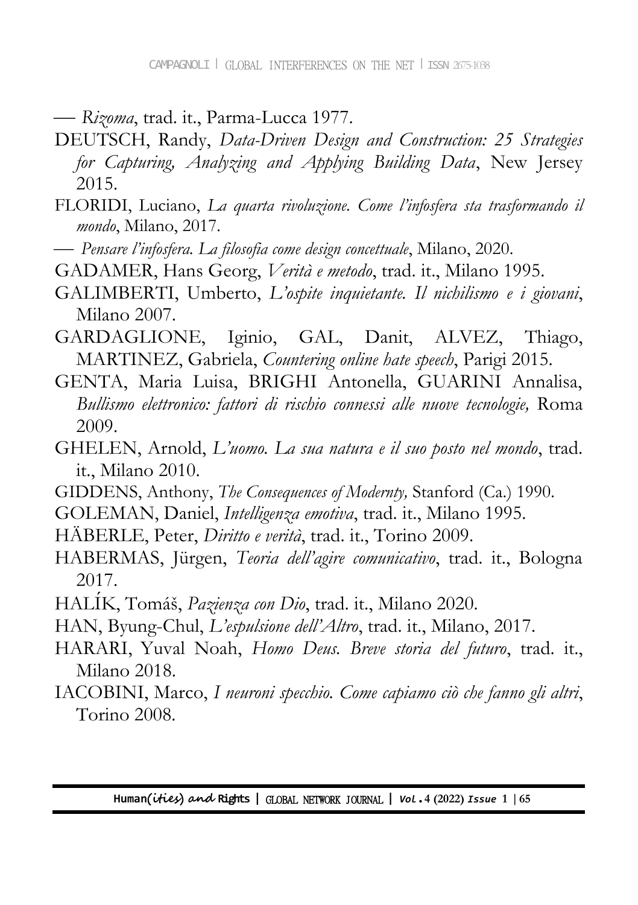— *Rizoma*, trad. it., Parma-Lucca 1977.

DEUTSCH, Randy, *Data-Driven Design and Construction: 25 Strategies for Capturing, Analyzing and Applying Building Data*, New Jersey 2015.

FLORIDI, Luciano, *La quarta rivoluzione. Come l'infosfera sta trasformando il mondo*, Milano, 2017.

— *Pensare l'infosfera. La filosofia come design concettuale*, Milano, 2020.

GADAMER, Hans Georg, *Verità e metodo*, trad. it., Milano 1995.

GALIMBERTI, Umberto, *L'ospite inquietante. Il nichilismo e i giovani*, Milano 2007.

GARDAGLIONE, Iginio, GAL, Danit, ALVEZ, Thiago, MARTINEZ, Gabriela, *Countering online hate speech*, Parigi 2015.

GENTA, Maria Luisa, BRIGHI Antonella, GUARINI Annalisa, *Bullismo elettronico: fattori di rischio connessi alle nuove tecnologie,* Roma 2009.

GHELEN, Arnold, *L'uomo. La sua natura e il suo posto nel mondo*, trad. it., Milano 2010.

GIDDENS, Anthony, *The Consequences of Modernty,* Stanford (Ca.) 1990.

GOLEMAN, Daniel, *Intelligenza emotiva*, trad. it., Milano 1995.

HÄBERLE, Peter, *Diritto e verità*, trad. it., Torino 2009.

HABERMAS, Jürgen, *Teoria dell'agire comunicativo*, trad. it., Bologna 2017.

HALÍK, Tomáš, *Pazienza con Dio*, trad. it., Milano 2020.

HAN, Byung-Chul, *L'espulsione dell'Altro*, trad. it., Milano, 2017.

HARARI, Yuval Noah, *Homo Deus. Breve storia del futuro*, trad. it., Milano 2018.

IACOBINI, Marco, *I neuroni specchio. Come capiamo ciò che fanno gli altri*, Torino 2008.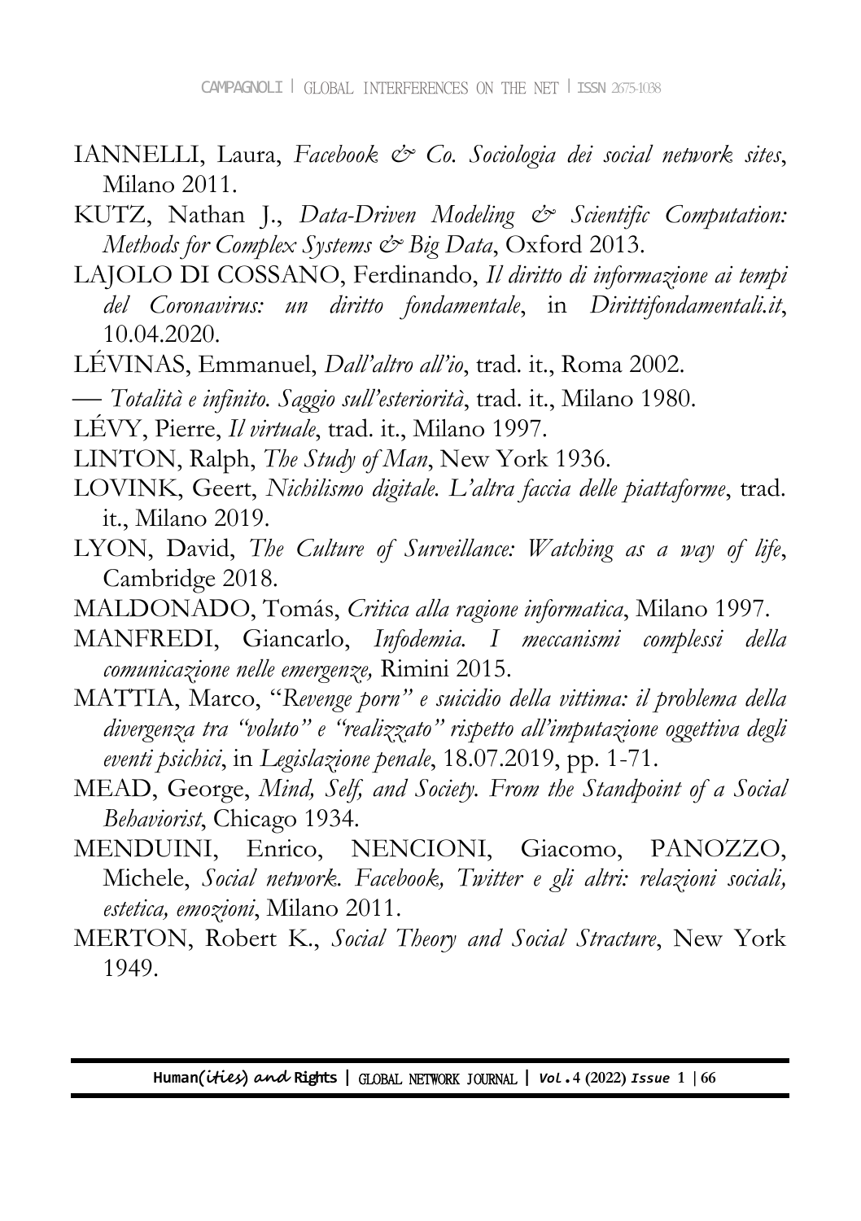IANNELLI, Laura, *Facebook & Co. Sociologia dei social network sites*, Milano 2011.

KUTZ, Nathan J., *Data-Driven Modeling & Scientific Computation: Methods for Complex Systems & Big Data*, Oxford 2013.

LAJOLO DI COSSANO, Ferdinando, *Il diritto di informazione ai tempi del Coronavirus: un diritto fondamentale*, in *Dirittifondamentali.it*, 10.04.2020.

LÉVINAS, Emmanuel, *Dall'altro all'io*, trad. it., Roma 2002.

— *Totalità e infinito. Saggio sull'esteriorità*, trad. it., Milano 1980.

LÉVY, Pierre, *Il virtuale*, trad. it., Milano 1997.

LINTON, Ralph, *The Study of Man*, New York 1936.

LOVINK, Geert, *Nichilismo digitale. L'altra faccia delle piattaforme*, trad. it., Milano 2019.

LYON, David, *The Culture of Surveillance: Watching as a way of life*, Cambridge 2018.

MALDONADO, Tomás, *Critica alla ragione informatica*, Milano 1997.

MANFREDI, Giancarlo, *Infodemia. I meccanismi complessi della comunicazione nelle emergenze,* Rimini 2015.

MATTIA, Marco, "*Revenge porn" e suicidio della vittima: il problema della divergenza tra "voluto" e "realizzato" rispetto all'imputazione oggettiva degli eventi psichici*, in *Legislazione penale*, 18.07.2019, pp. 1-71.

MEAD, George, *Mind, Self, and Society. From the Standpoint of a Social Behaviorist*, Chicago 1934.

MENDUINI, Enrico, NENCIONI, Giacomo, PANOZZO, Michele, *Social network. Facebook, Twitter e gli altri: relazioni sociali, estetica, emozioni*, Milano 2011.

MERTON, Robert K., *Social Theory and Social Stracture*, New York 1949.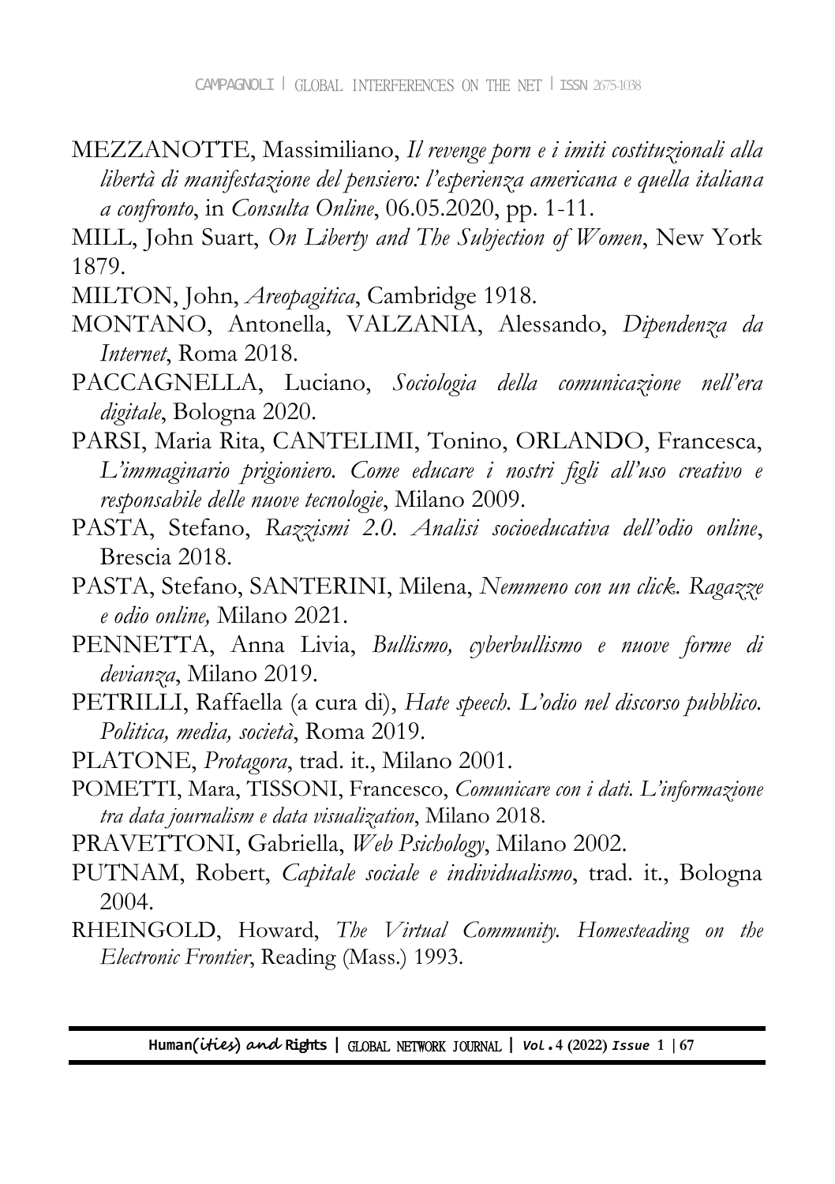MEZZANOTTE, Massimiliano, *Il revenge porn e i imiti costituzionali alla libertà di manifestazione del pensiero: l'esperienza americana e quella italiana a confronto*, in *Consulta Online*, 06.05.2020, pp. 1-11.

MILL, John Suart, *On Liberty and The Subjection of Women*, New York 1879.

MILTON, John, *Areopagitica*, Cambridge 1918.

MONTANO, Antonella, VALZANIA, Alessando, *Dipendenza da Internet*, Roma 2018.

PACCAGNELLA, Luciano, *Sociologia della comunicazione nell'era digitale*, Bologna 2020.

PARSI, Maria Rita, CANTELIMI, Tonino, ORLANDO, Francesca, *L'immaginario prigioniero. Come educare i nostri figli all'uso creativo e responsabile delle nuove tecnologie*, Milano 2009.

PASTA, Stefano, *Razzismi 2.0. Analisi socioeducativa dell'odio online*, Brescia 2018.

PASTA, Stefano, SANTERINI, Milena, *Nemmeno con un click. Ragazze e odio online,* Milano 2021.

PENNETTA, Anna Livia, *Bullismo, cyberbullismo e nuove forme di devianza*, Milano 2019.

PETRILLI, Raffaella (a cura di), *Hate speech. L'odio nel discorso pubblico. Politica, media, società*, Roma 2019.

PLATONE, *Protagora*, trad. it., Milano 2001.

POMETTI, Mara, TISSONI, Francesco, *Comunicare con i dati. L'informazione tra data journalism e data visualization*, Milano 2018.

PRAVETTONI, Gabriella, *Web Psichology*, Milano 2002.

PUTNAM, Robert, *Capitale sociale e individualismo*, trad. it., Bologna 2004.

RHEINGOLD, Howard, *The Virtual Community. Homesteading on the Electronic Frontier*, Reading (Mass.) 1993.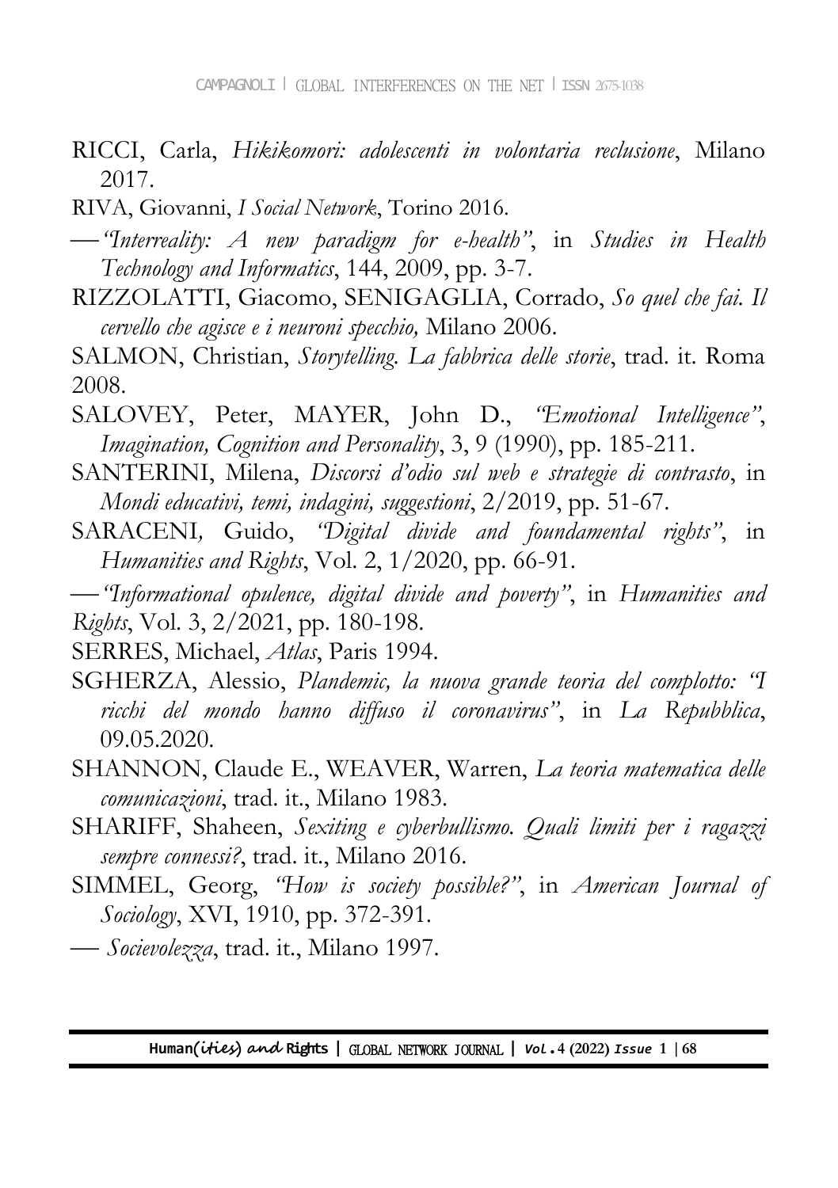RICCI, Carla, *Hikikomori: adolescenti in volontaria reclusione*, Milano 2017.

RIVA, Giovanni, *I Social Network*, Torino 2016.

—— *"Interreality: A new paradigm for e-health"*, in *Studies in Health Technology and Informatics*, 144, 2009, pp. 3-7.

RIZZOLATTI, Giacomo, SENIGAGLIA, Corrado, *So quel che fai. Il cervello che agisce e i neuroni specchio,* Milano 2006.

SALMON, Christian, *Storytelling. La fabbrica delle storie*, trad. it. Roma 2008.

SALOVEY, Peter, MAYER, John D., *"Emotional Intelligence"*, *Imagination, Cognition and Personality*, 3, 9 (1990), pp. 185-211.

SANTERINI, Milena, *Discorsi d'odio sul web e strategie di contrasto*, in *Mondi educativi, temi, indagini, suggestioni*, 2/2019, pp. 51-67.

SARACENI, Guido, *"Digital divide and foundamental rights"*, in *Humanities and Rights*, Vol. 2, 1/2020, pp. 66-91.

—— *"Informational opulence, digital divide and poverty"*, in *Humanities and Rights*, Vol. 3, 2/2021, pp. 180-198.

SERRES, Michael, *Atlas*, Paris 1994.

SGHERZA, Alessio, *Plandemic, la nuova grande teoria del complotto: "I ricchi del mondo hanno diffuso il coronavirus"*, in *La Repubblica*, 09.05.2020.

SHANNON, Claude E., WEAVER, Warren, *La teoria matematica delle comunicazioni*, trad. it., Milano 1983.

SHARIFF, Shaheen, *Sexiting e cyberbullismo. Quali limiti per i ragazzi sempre connessi?*, trad. it., Milano 2016.

SIMMEL, Georg, *"How is society possible?"*, in *American Journal of Sociology*, XVI, 1910, pp. 372-391.

—— *Socievolezza*, trad. it., Milano 1997.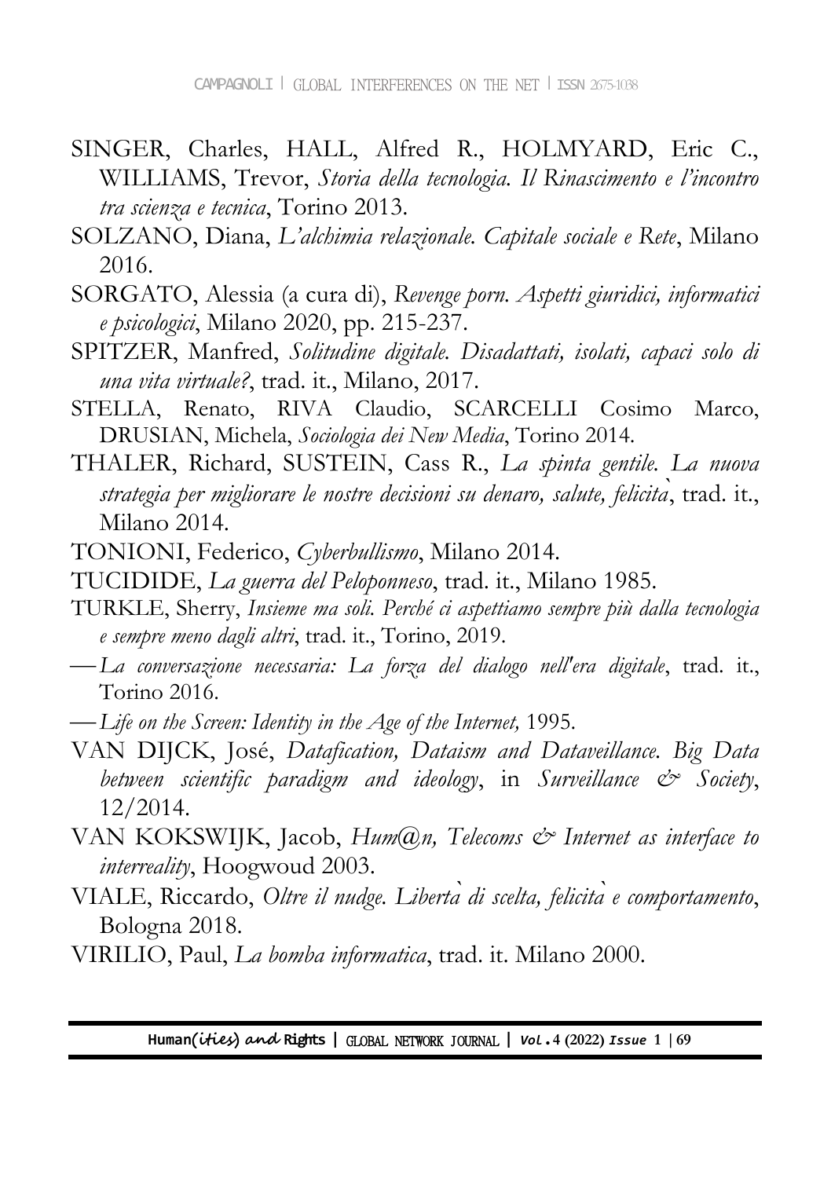SINGER, Charles, HALL, Alfred R., HOLMYARD, Eric C., WILLIAMS, Trevor, *Storia della tecnologia. Il Rinascimento e l'incontro tra scienza e tecnica*, Torino 2013.

SOLZANO, Diana, *L'alchimia relazionale. Capitale sociale e Rete*, Milano 2016.

SORGATO, Alessia (a cura di), *Revenge porn. Aspetti giuridici, informatici e psicologici*, Milano 2020, pp. 215-237.

SPITZER, Manfred, *Solitudine digitale. Disadattati, isolati, capaci solo di una vita virtuale?*, trad. it., Milano, 2017.

STELLA, Renato, RIVA Claudio, SCARCELLI Cosimo Marco, DRUSIAN, Michela, *Sociologia dei New Media*, Torino 2014.

THALER, Richard, SUSTEIN, Cass R., *La spinta gentile. La nuova strategia per migliorare le nostre decisioni su denaro, salute, felicità*, trad. it., Milano 2014.

TONIONI, Federico, *Cyberbullismo*, Milano 2014.

TUCIDIDE, *La guerra del Peloponneso*, trad. it., Milano 1985.

TURKLE, Sherry, *Insieme ma soli. Perché ci aspettiamo sempre più dalla tecnologia e sempre meno dagli altri*, trad. it., Torino, 2019.

— *La conversazione necessaria: La forza del dialogo nell'era digitale*, trad. it., Torino 2016.

— *Life on the Screen: Identity in the Age of the Internet,* 1995.

VAN DIJCK, José, *Datafication, Dataism and Dataveillance. Big Data between scientific paradigm and ideology*, in *Surveillance & Society*, 12/2014.

VAN KOKSWIJK, Jacob, *Hum@n, Telecoms & Internet as interface to interreality*, Hoogwoud 2003.

VIALE, Riccardo, *Oltre il nudge. Libertà di scelta, felicità e comportamento*, Bologna 2018.

VIRILIO, Paul, *La bomba informatica*, trad. it. Milano 2000.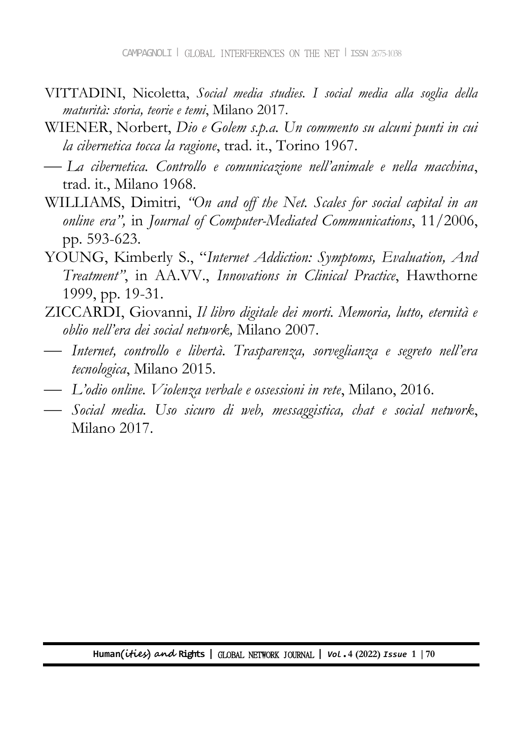VITTADINI, Nicoletta, *Social media studies. I social media alla soglia della maturità: storia, teorie e temi*, Milano 2017.

WIENER, Norbert, *Dio e Golem s.p.a. Un commento su alcuni punti in cui la cibernetica tocca la ragione*, trad. it., Torino 1967.

— *La cibernetica. Controllo e comunicazione nell'animale e nella macchina*, trad. it., Milano 1968.

WILLIAMS, Dimitri, *"On and off the Net. Scales for social capital in an online era",* in *Journal of Computer-Mediated Communications*, 11/2006, pp. 593-623.

YOUNG, Kimberly S., "*Internet Addiction: Symptoms, Evaluation, And Treatment"*, in AA.VV., *Innovations in Clinical Practice*, Hawthorne 1999, pp. 19-31.

ZICCARDI, Giovanni, *Il libro digitale dei morti. Memoria, lutto, eternità e oblio nell'era dei social network,* Milano 2007.

— *Internet, controllo e libertà. Trasparenza, sorveglianza e segreto nell'era tecnologica*, Milano 2015.

— *L'odio online. Violenza verbale e ossessioni in rete*, Milano, 2016.

— *Social media. Uso sicuro di web, messaggistica, chat e social network*, Milano 2017.